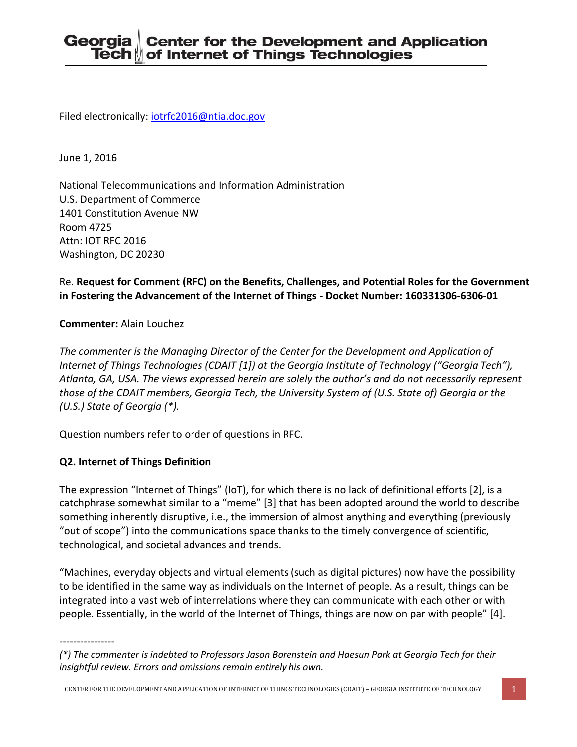# Georgia Tech | Center for the Development and Application of Internet of Things Technologies

Filed electronically: iotrfc2016@ntia.doc.gov

June 1, 2016

National Telecommunications and Information Administration
U.S. Department of Commerce
1401 Constitution Avenue NW
Room 4725
Attn: IOT RFC 2016
Washington, DC 20230

Re. **Request for Comment (RFC) on the Benefits, Challenges, and Potential Roles for the Government in Fostering the Advancement of the Internet of Things - Docket Number: 160331306-6306-01**

**Commenter:** Alain Louchez

*The commenter is the Managing Director of the Center for the Development and Application of Internet of Things Technologies (CDAIT [1]) at the Georgia Institute of Technology ("Georgia Tech"), Atlanta, GA, USA. The views expressed herein are solely the author's and do not necessarily represent those of the CDAIT members, Georgia Tech, the University System of (U.S. State of) Georgia or the (U.S.) State of Georgia (\*).*

Question numbers refer to order of questions in RFC.

**Q2. Internet of Things Definition**

The expression "Internet of Things" (IoT), for which there is no lack of definitional efforts [2], is a catchphrase somewhat similar to a "meme" [3] that has been adopted around the world to describe something inherently disruptive, i.e., the immersion of almost anything and everything (previously "out of scope") into the communications space thanks to the timely convergence of scientific, technological, and societal advances and trends.

"Machines, everyday objects and virtual elements (such as digital pictures) now have the possibility to be identified in the same way as individuals on the Internet of people. As a result, things can be integrated into a vast web of interrelations where they can communicate with each other or with people. Essentially, in the world of the Internet of Things, things are now on par with people" [4].

----------------

*(\*) The commenter is indebted to Professors Jason Borenstein and Haesun Park at Georgia Tech for their insightful review. Errors and omissions remain entirely his own.*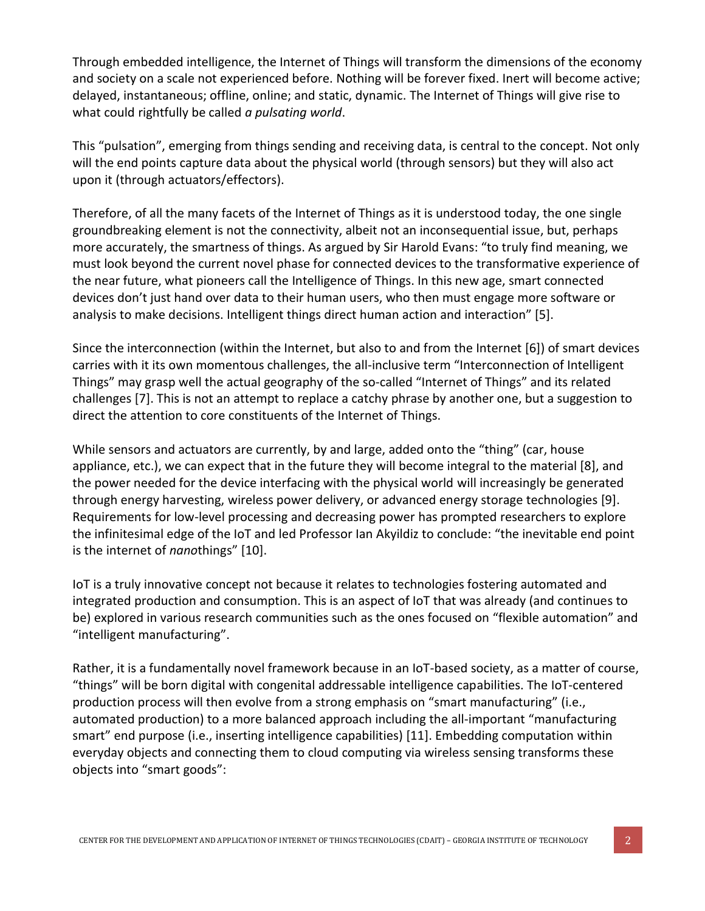Through embedded intelligence, the Internet of Things will transform the dimensions of the economy and society on a scale not experienced before. Nothing will be forever fixed. Inert will become active; delayed, instantaneous; offline, online; and static, dynamic. The Internet of Things will give rise to what could rightfully be called *a pulsating world*.

This "pulsation", emerging from things sending and receiving data, is central to the concept. Not only will the end points capture data about the physical world (through sensors) but they will also act upon it (through actuators/effectors).

Therefore, of all the many facets of the Internet of Things as it is understood today, the one single groundbreaking element is not the connectivity, albeit not an inconsequential issue, but, perhaps more accurately, the smartness of things. As argued by Sir Harold Evans: "to truly find meaning, we must look beyond the current novel phase for connected devices to the transformative experience of the near future, what pioneers call the Intelligence of Things. In this new age, smart connected devices don't just hand over data to their human users, who then must engage more software or analysis to make decisions. Intelligent things direct human action and interaction" [5].

Since the interconnection (within the Internet, but also to and from the Internet [6]) of smart devices carries with it its own momentous challenges, the all-inclusive term "Interconnection of Intelligent Things" may grasp well the actual geography of the so-called "Internet of Things" and its related challenges [7]. This is not an attempt to replace a catchy phrase by another one, but a suggestion to direct the attention to core constituents of the Internet of Things.

While sensors and actuators are currently, by and large, added onto the "thing" (car, house appliance, etc.), we can expect that in the future they will become integral to the material [8], and the power needed for the device interfacing with the physical world will increasingly be generated through energy harvesting, wireless power delivery, or advanced energy storage technologies [9]. Requirements for low-level processing and decreasing power has prompted researchers to explore the infinitesimal edge of the IoT and led Professor Ian Akyildiz to conclude: "the inevitable end point is the internet of *nano*things" [10].

IoT is a truly innovative concept not because it relates to technologies fostering automated and integrated production and consumption. This is an aspect of IoT that was already (and continues to be) explored in various research communities such as the ones focused on "flexible automation" and "intelligent manufacturing".

Rather, it is a fundamentally novel framework because in an IoT-based society, as a matter of course, "things" will be born digital with congenital addressable intelligence capabilities. The IoT-centered production process will then evolve from a strong emphasis on "smart manufacturing" (i.e., automated production) to a more balanced approach including the all-important "manufacturing smart" end purpose (i.e., inserting intelligence capabilities) [11]. Embedding computation within everyday objects and connecting them to cloud computing via wireless sensing transforms these objects into "smart goods":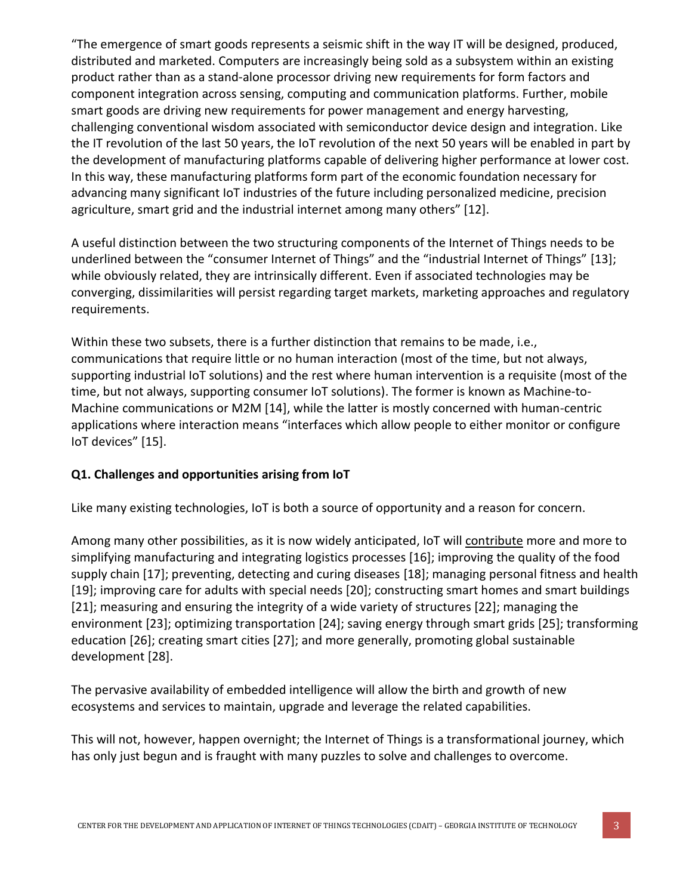"The emergence of smart goods represents a seismic shift in the way IT will be designed, produced, distributed and marketed. Computers are increasingly being sold as a subsystem within an existing product rather than as a stand-alone processor driving new requirements for form factors and component integration across sensing, computing and communication platforms. Further, mobile smart goods are driving new requirements for power management and energy harvesting, challenging conventional wisdom associated with semiconductor device design and integration. Like the IT revolution of the last 50 years, the IoT revolution of the next 50 years will be enabled in part by the development of manufacturing platforms capable of delivering higher performance at lower cost. In this way, these manufacturing platforms form part of the economic foundation necessary for advancing many significant IoT industries of the future including personalized medicine, precision agriculture, smart grid and the industrial internet among many others" [12].

A useful distinction between the two structuring components of the Internet of Things needs to be underlined between the "consumer Internet of Things" and the "industrial Internet of Things" [13]; while obviously related, they are intrinsically different. Even if associated technologies may be converging, dissimilarities will persist regarding target markets, marketing approaches and regulatory requirements.

Within these two subsets, there is a further distinction that remains to be made, i.e., communications that require little or no human interaction (most of the time, but not always, supporting industrial IoT solutions) and the rest where human intervention is a requisite (most of the time, but not always, supporting consumer IoT solutions). The former is known as Machine-to-Machine communications or M2M [14], while the latter is mostly concerned with human-centric applications where interaction means "interfaces which allow people to either monitor or configure IoT devices" [15].

**Q1. Challenges and opportunities arising from IoT**

Like many existing technologies, IoT is both a source of opportunity and a reason for concern.

Among many other possibilities, as it is now widely anticipated, IoT will contribute more and more to simplifying manufacturing and integrating logistics processes [16]; improving the quality of the food supply chain [17]; preventing, detecting and curing diseases [18]; managing personal fitness and health [19]; improving care for adults with special needs [20]; constructing smart homes and smart buildings [21]; measuring and ensuring the integrity of a wide variety of structures [22]; managing the environment [23]; optimizing transportation [24]; saving energy through smart grids [25]; transforming education [26]; creating smart cities [27]; and more generally, promoting global sustainable development [28].

The pervasive availability of embedded intelligence will allow the birth and growth of new ecosystems and services to maintain, upgrade and leverage the related capabilities.

This will not, however, happen overnight; the Internet of Things is a transformational journey, which has only just begun and is fraught with many puzzles to solve and challenges to overcome.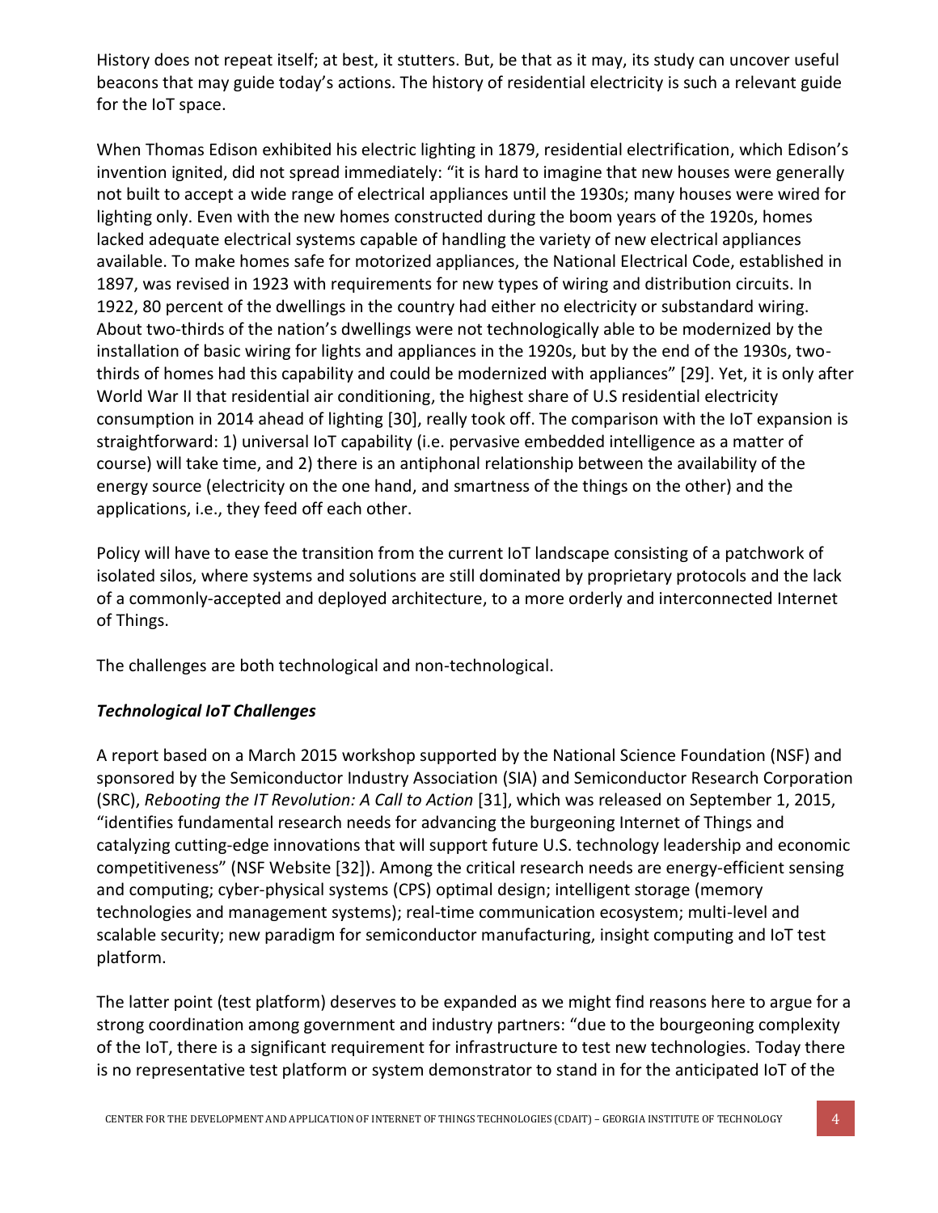History does not repeat itself; at best, it stutters. But, be that as it may, its study can uncover useful beacons that may guide today's actions. The history of residential electricity is such a relevant guide for the IoT space.

When Thomas Edison exhibited his electric lighting in 1879, residential electrification, which Edison's invention ignited, did not spread immediately: "it is hard to imagine that new houses were generally not built to accept a wide range of electrical appliances until the 1930s; many houses were wired for lighting only. Even with the new homes constructed during the boom years of the 1920s, homes lacked adequate electrical systems capable of handling the variety of new electrical appliances available. To make homes safe for motorized appliances, the National Electrical Code, established in 1897, was revised in 1923 with requirements for new types of wiring and distribution circuits. In 1922, 80 percent of the dwellings in the country had either no electricity or substandard wiring. About two-thirds of the nation's dwellings were not technologically able to be modernized by the installation of basic wiring for lights and appliances in the 1920s, but by the end of the 1930s, two-thirds of homes had this capability and could be modernized with appliances" [29]. Yet, it is only after World War II that residential air conditioning, the highest share of U.S residential electricity consumption in 2014 ahead of lighting [30], really took off. The comparison with the IoT expansion is straightforward: 1) universal IoT capability (i.e. pervasive embedded intelligence as a matter of course) will take time, and 2) there is an antiphonal relationship between the availability of the energy source (electricity on the one hand, and smartness of the things on the other) and the applications, i.e., they feed off each other.

Policy will have to ease the transition from the current IoT landscape consisting of a patchwork of isolated silos, where systems and solutions are still dominated by proprietary protocols and the lack of a commonly-accepted and deployed architecture, to a more orderly and interconnected Internet of Things.

The challenges are both technological and non-technological.

### *Technological IoT Challenges*

A report based on a March 2015 workshop supported by the National Science Foundation (NSF) and sponsored by the Semiconductor Industry Association (SIA) and Semiconductor Research Corporation (SRC), *Rebooting the IT Revolution: A Call to Action* [31], which was released on September 1, 2015, "identifies fundamental research needs for advancing the burgeoning Internet of Things and catalyzing cutting-edge innovations that will support future U.S. technology leadership and economic competitiveness" (NSF Website [32]). Among the critical research needs are energy-efficient sensing and computing; cyber-physical systems (CPS) optimal design; intelligent storage (memory technologies and management systems); real-time communication ecosystem; multi-level and scalable security; new paradigm for semiconductor manufacturing, insight computing and IoT test platform.

The latter point (test platform) deserves to be expanded as we might find reasons here to argue for a strong coordination among government and industry partners: "due to the bourgeoning complexity of the IoT, there is a significant requirement for infrastructure to test new technologies. Today there is no representative test platform or system demonstrator to stand in for the anticipated IoT of the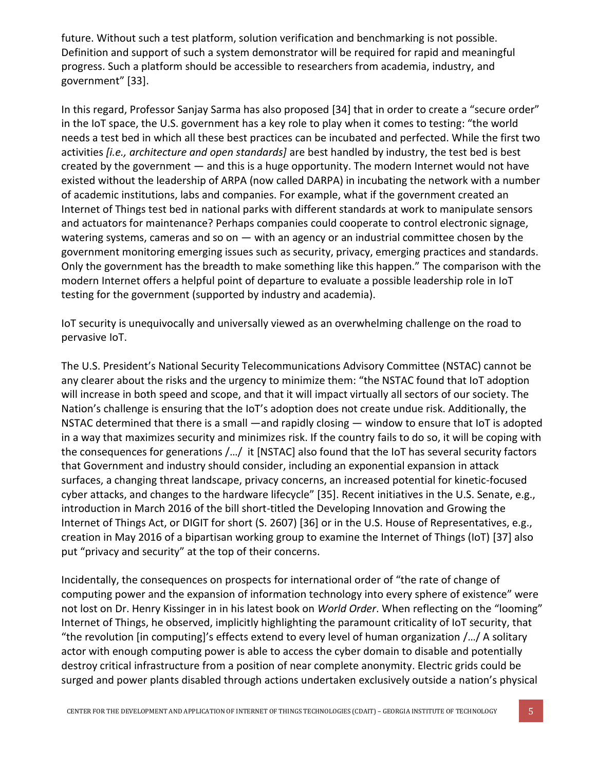future. Without such a test platform, solution verification and benchmarking is not possible. Definition and support of such a system demonstrator will be required for rapid and meaningful progress. Such a platform should be accessible to researchers from academia, industry, and government" [33].

In this regard, Professor Sanjay Sarma has also proposed [34] that in order to create a "secure order" in the IoT space, the U.S. government has a key role to play when it comes to testing: "the world needs a test bed in which all these best practices can be incubated and perfected. While the first two activities *[i.e., architecture and open standards]* are best handled by industry, the test bed is best created by the government — and this is a huge opportunity. The modern Internet would not have existed without the leadership of ARPA (now called DARPA) in incubating the network with a number of academic institutions, labs and companies. For example, what if the government created an Internet of Things test bed in national parks with different standards at work to manipulate sensors and actuators for maintenance? Perhaps companies could cooperate to control electronic signage, watering systems, cameras and so on — with an agency or an industrial committee chosen by the government monitoring emerging issues such as security, privacy, emerging practices and standards. Only the government has the breadth to make something like this happen." The comparison with the modern Internet offers a helpful point of departure to evaluate a possible leadership role in IoT testing for the government (supported by industry and academia).

IoT security is unequivocally and universally viewed as an overwhelming challenge on the road to pervasive IoT.

The U.S. President's National Security Telecommunications Advisory Committee (NSTAC) cannot be any clearer about the risks and the urgency to minimize them: "the NSTAC found that IoT adoption will increase in both speed and scope, and that it will impact virtually all sectors of our society. The Nation's challenge is ensuring that the IoT's adoption does not create undue risk. Additionally, the NSTAC determined that there is a small —and rapidly closing — window to ensure that IoT is adopted in a way that maximizes security and minimizes risk. If the country fails to do so, it will be coping with the consequences for generations /…/ it [NSTAC] also found that the IoT has several security factors that Government and industry should consider, including an exponential expansion in attack surfaces, a changing threat landscape, privacy concerns, an increased potential for kinetic-focused cyber attacks, and changes to the hardware lifecycle" [35]. Recent initiatives in the U.S. Senate, e.g., introduction in March 2016 of the bill short-titled the Developing Innovation and Growing the Internet of Things Act, or DIGIT for short (S. 2607) [36] or in the U.S. House of Representatives, e.g., creation in May 2016 of a bipartisan working group to examine the Internet of Things (IoT) [37] also put "privacy and security" at the top of their concerns.

Incidentally, the consequences on prospects for international order of "the rate of change of computing power and the expansion of information technology into every sphere of existence" were not lost on Dr. Henry Kissinger in in his latest book on *World Order*. When reflecting on the "looming" Internet of Things, he observed, implicitly highlighting the paramount criticality of IoT security, that "the revolution [in computing]'s effects extend to every level of human organization /…/ A solitary actor with enough computing power is able to access the cyber domain to disable and potentially destroy critical infrastructure from a position of near complete anonymity. Electric grids could be surged and power plants disabled through actions undertaken exclusively outside a nation's physical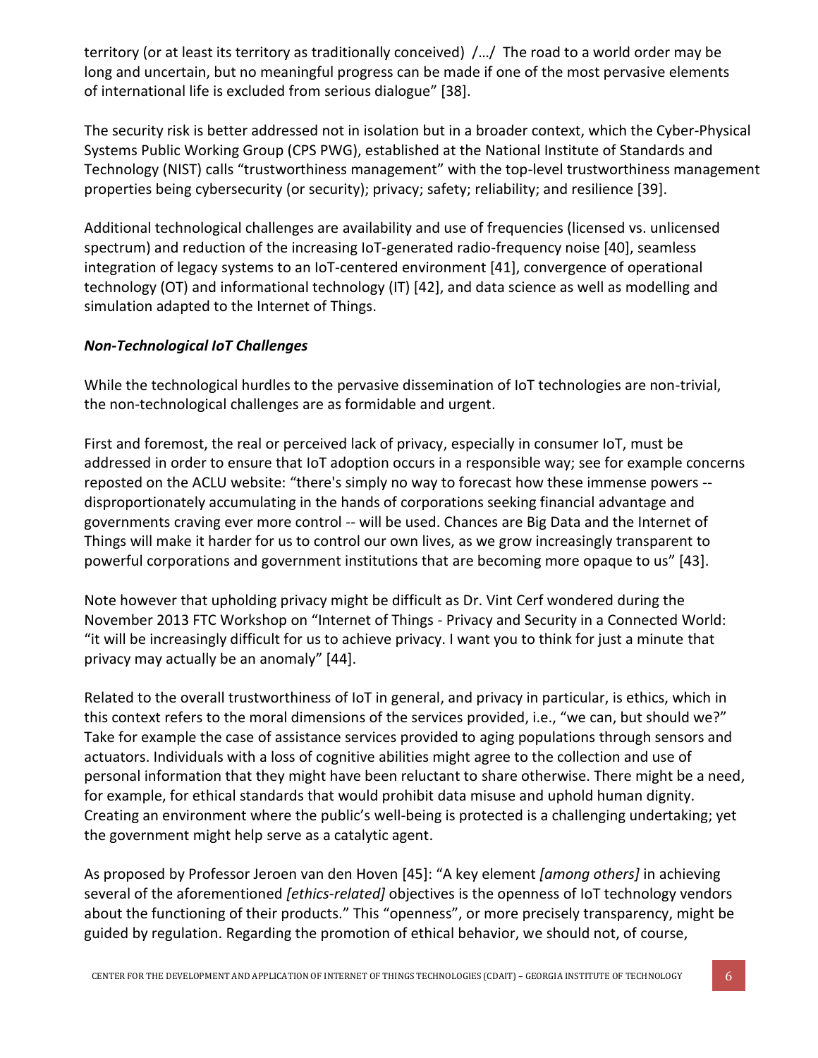territory (or at least its territory as traditionally conceived) /…/ The road to a world order may be long and uncertain, but no meaningful progress can be made if one of the most pervasive elements of international life is excluded from serious dialogue" [38].

The security risk is better addressed not in isolation but in a broader context, which the Cyber-Physical Systems Public Working Group (CPS PWG), established at the National Institute of Standards and Technology (NIST) calls "trustworthiness management" with the top-level trustworthiness management properties being cybersecurity (or security); privacy; safety; reliability; and resilience [39].

Additional technological challenges are availability and use of frequencies (licensed vs. unlicensed spectrum) and reduction of the increasing IoT-generated radio-frequency noise [40], seamless integration of legacy systems to an IoT-centered environment [41], convergence of operational technology (OT) and informational technology (IT) [42], and data science as well as modelling and simulation adapted to the Internet of Things.

***Non-Technological IoT Challenges***

While the technological hurdles to the pervasive dissemination of IoT technologies are non-trivial, the non-technological challenges are as formidable and urgent.

First and foremost, the real or perceived lack of privacy, especially in consumer IoT, must be addressed in order to ensure that IoT adoption occurs in a responsible way; see for example concerns reposted on the ACLU website: "there's simply no way to forecast how these immense powers -- disproportionately accumulating in the hands of corporations seeking financial advantage and governments craving ever more control -- will be used. Chances are Big Data and the Internet of Things will make it harder for us to control our own lives, as we grow increasingly transparent to powerful corporations and government institutions that are becoming more opaque to us" [43].

Note however that upholding privacy might be difficult as Dr. Vint Cerf wondered during the November 2013 FTC Workshop on "Internet of Things - Privacy and Security in a Connected World: "it will be increasingly difficult for us to achieve privacy. I want you to think for just a minute that privacy may actually be an anomaly" [44].

Related to the overall trustworthiness of IoT in general, and privacy in particular, is ethics, which in this context refers to the moral dimensions of the services provided, i.e., "we can, but should we?" Take for example the case of assistance services provided to aging populations through sensors and actuators. Individuals with a loss of cognitive abilities might agree to the collection and use of personal information that they might have been reluctant to share otherwise. There might be a need, for example, for ethical standards that would prohibit data misuse and uphold human dignity. Creating an environment where the public's well-being is protected is a challenging undertaking; yet the government might help serve as a catalytic agent.

As proposed by Professor Jeroen van den Hoven [45]: "A key element *[among others]* in achieving several of the aforementioned *[ethics-related]* objectives is the openness of IoT technology vendors about the functioning of their products." This "openness", or more precisely transparency, might be guided by regulation. Regarding the promotion of ethical behavior, we should not, of course,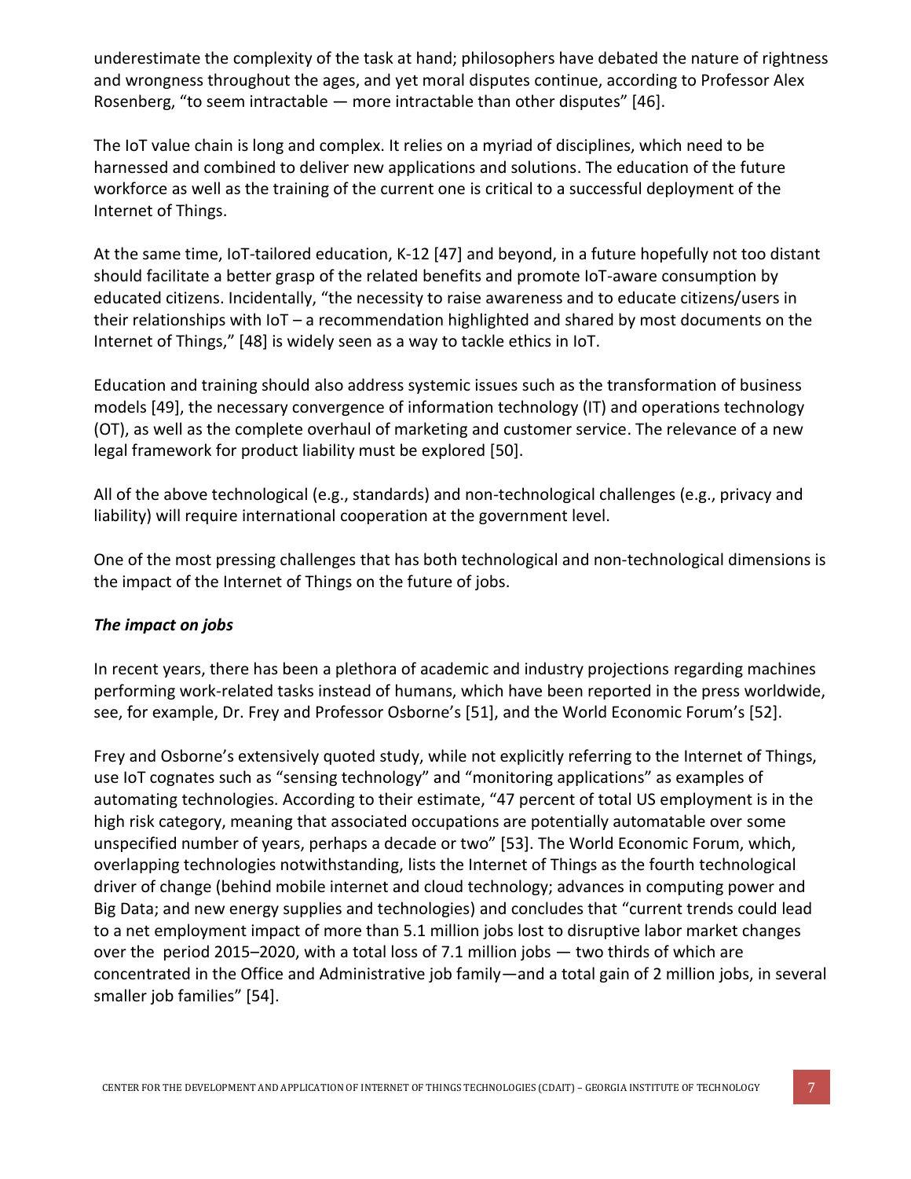underestimate the complexity of the task at hand; philosophers have debated the nature of rightness and wrongness throughout the ages, and yet moral disputes continue, according to Professor Alex Rosenberg, "to seem intractable — more intractable than other disputes" [46].

The IoT value chain is long and complex. It relies on a myriad of disciplines, which need to be harnessed and combined to deliver new applications and solutions. The education of the future workforce as well as the training of the current one is critical to a successful deployment of the Internet of Things.

At the same time, IoT-tailored education, K-12 [47] and beyond, in a future hopefully not too distant should facilitate a better grasp of the related benefits and promote IoT-aware consumption by educated citizens. Incidentally, "the necessity to raise awareness and to educate citizens/users in their relationships with IoT – a recommendation highlighted and shared by most documents on the Internet of Things," [48] is widely seen as a way to tackle ethics in IoT.

Education and training should also address systemic issues such as the transformation of business models [49], the necessary convergence of information technology (IT) and operations technology (OT), as well as the complete overhaul of marketing and customer service. The relevance of a new legal framework for product liability must be explored [50].

All of the above technological (e.g., standards) and non-technological challenges (e.g., privacy and liability) will require international cooperation at the government level.

One of the most pressing challenges that has both technological and non-technological dimensions is the impact of the Internet of Things on the future of jobs.

***The impact on jobs***

In recent years, there has been a plethora of academic and industry projections regarding machines performing work-related tasks instead of humans, which have been reported in the press worldwide, see, for example, Dr. Frey and Professor Osborne's [51], and the World Economic Forum's [52].

Frey and Osborne's extensively quoted study, while not explicitly referring to the Internet of Things, use IoT cognates such as "sensing technology" and "monitoring applications" as examples of automating technologies. According to their estimate, "47 percent of total US employment is in the high risk category, meaning that associated occupations are potentially automatable over some unspecified number of years, perhaps a decade or two" [53]. The World Economic Forum, which, overlapping technologies notwithstanding, lists the Internet of Things as the fourth technological driver of change (behind mobile internet and cloud technology; advances in computing power and Big Data; and new energy supplies and technologies) and concludes that "current trends could lead to a net employment impact of more than 5.1 million jobs lost to disruptive labor market changes over the period 2015–2020, with a total loss of 7.1 million jobs — two thirds of which are concentrated in the Office and Administrative job family—and a total gain of 2 million jobs, in several smaller job families" [54].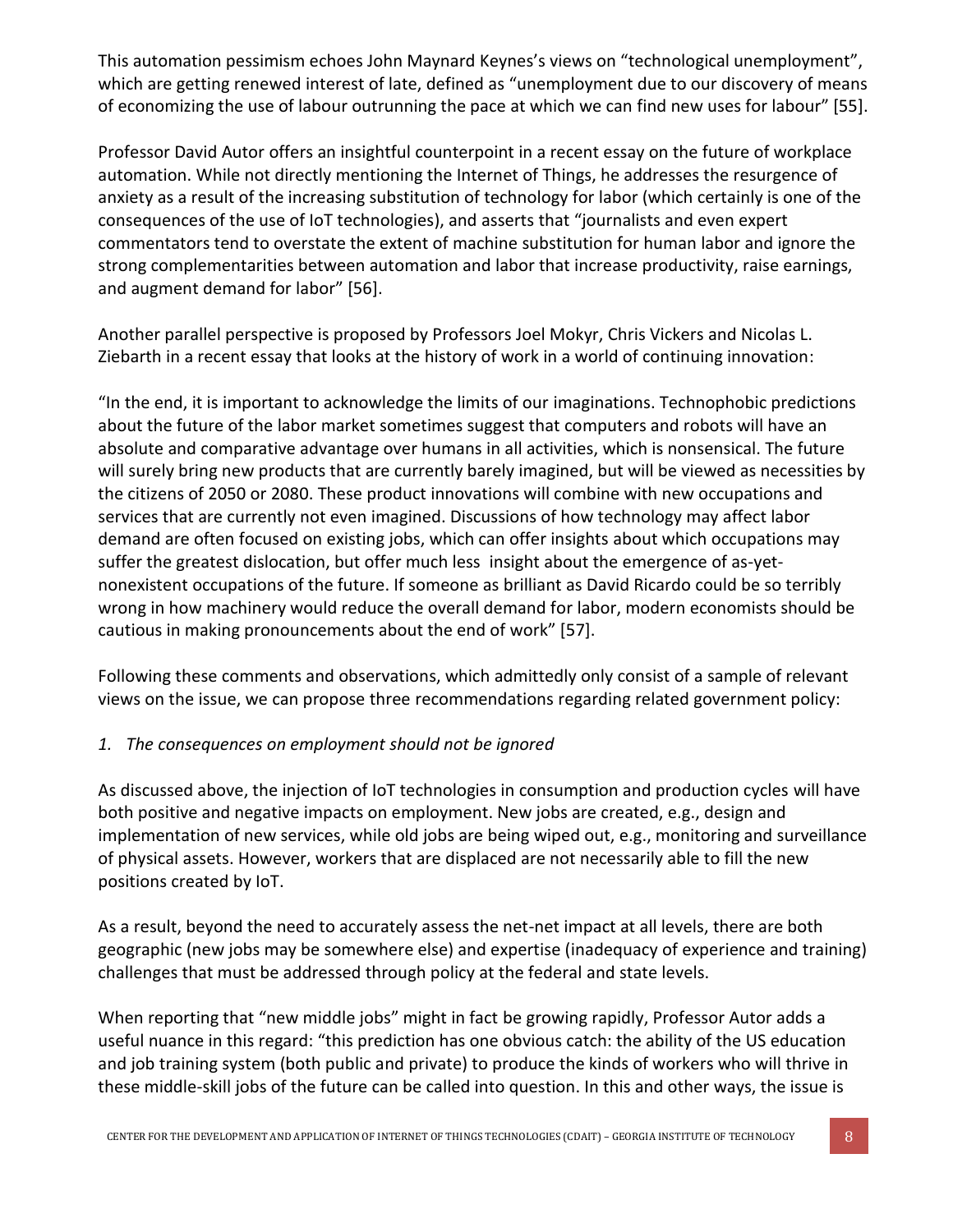This automation pessimism echoes John Maynard Keynes's views on "technological unemployment", which are getting renewed interest of late, defined as "unemployment due to our discovery of means of economizing the use of labour outrunning the pace at which we can find new uses for labour" [55].

Professor David Autor offers an insightful counterpoint in a recent essay on the future of workplace automation. While not directly mentioning the Internet of Things, he addresses the resurgence of anxiety as a result of the increasing substitution of technology for labor (which certainly is one of the consequences of the use of IoT technologies), and asserts that "journalists and even expert commentators tend to overstate the extent of machine substitution for human labor and ignore the strong complementarities between automation and labor that increase productivity, raise earnings, and augment demand for labor" [56].

Another parallel perspective is proposed by Professors Joel Mokyr, Chris Vickers and Nicolas L. Ziebarth in a recent essay that looks at the history of work in a world of continuing innovation:

"In the end, it is important to acknowledge the limits of our imaginations. Technophobic predictions about the future of the labor market sometimes suggest that computers and robots will have an absolute and comparative advantage over humans in all activities, which is nonsensical. The future will surely bring new products that are currently barely imagined, but will be viewed as necessities by the citizens of 2050 or 2080. These product innovations will combine with new occupations and services that are currently not even imagined. Discussions of how technology may affect labor demand are often focused on existing jobs, which can offer insights about which occupations may suffer the greatest dislocation, but offer much less insight about the emergence of as-yet-nonexistent occupations of the future. If someone as brilliant as David Ricardo could be so terribly wrong in how machinery would reduce the overall demand for labor, modern economists should be cautious in making pronouncements about the end of work" [57].

Following these comments and observations, which admittedly only consist of a sample of relevant views on the issue, we can propose three recommendations regarding related government policy:

1. *The consequences on employment should not be ignored*

As discussed above, the injection of IoT technologies in consumption and production cycles will have both positive and negative impacts on employment. New jobs are created, e.g., design and implementation of new services, while old jobs are being wiped out, e.g., monitoring and surveillance of physical assets. However, workers that are displaced are not necessarily able to fill the new positions created by IoT.

As a result, beyond the need to accurately assess the net-net impact at all levels, there are both geographic (new jobs may be somewhere else) and expertise (inadequacy of experience and training) challenges that must be addressed through policy at the federal and state levels.

When reporting that "new middle jobs" might in fact be growing rapidly, Professor Autor adds a useful nuance in this regard: "this prediction has one obvious catch: the ability of the US education and job training system (both public and private) to produce the kinds of workers who will thrive in these middle-skill jobs of the future can be called into question. In this and other ways, the issue is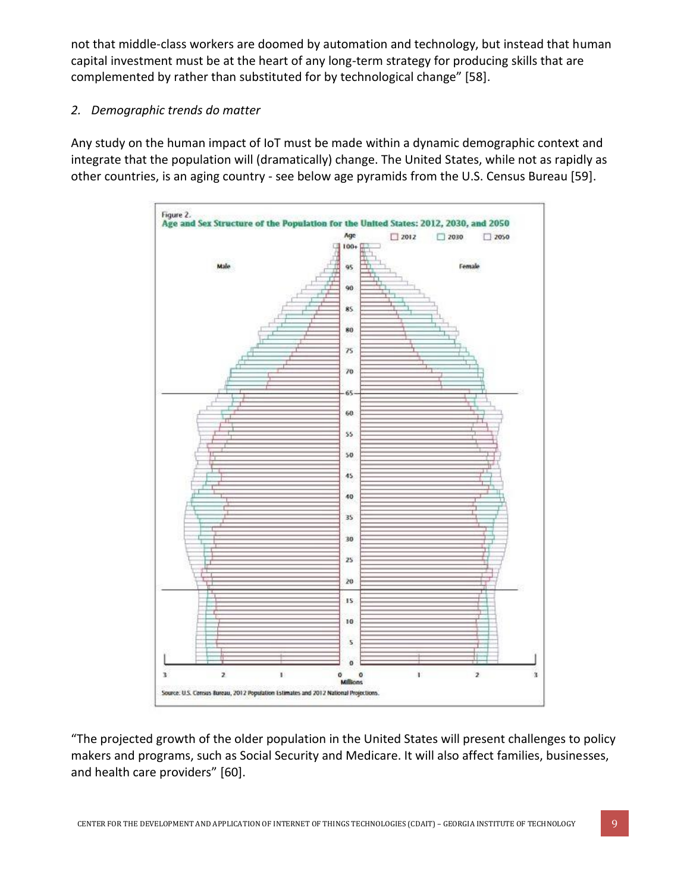not that middle-class workers are doomed by automation and technology, but instead that human capital investment must be at the heart of any long-term strategy for producing skills that are complemented by rather than substituted for by technological change" [58].

*2. Demographic trends do matter*

Any study on the human impact of IoT must be made within a dynamic demographic context and integrate that the population will (dramatically) change. The United States, while not as rapidly as other countries, is an aging country - see below age pyramids from the U.S. Census Bureau [59].

Figure 2.
Age and Sex Structure of the Population for the United States: 2012, 2030, and 2050

Source: U.S. Census Bureau, 2012 Population Estimates and 2012 National Projections.

"The projected growth of the older population in the United States will present challenges to policy makers and programs, such as Social Security and Medicare. It will also affect families, businesses, and health care providers" [60].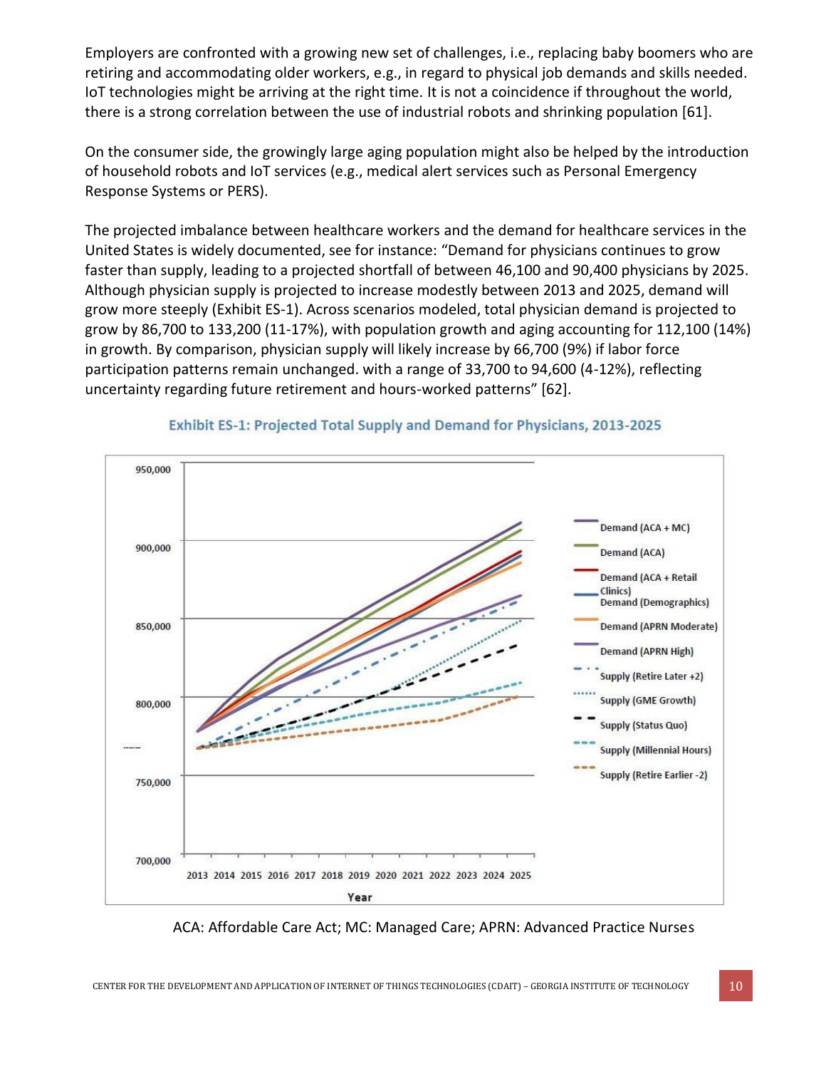Employers are confronted with a growing new set of challenges, i.e., replacing baby boomers who are retiring and accommodating older workers, e.g., in regard to physical job demands and skills needed. IoT technologies might be arriving at the right time. It is not a coincidence if throughout the world, there is a strong correlation between the use of industrial robots and shrinking population [61].

On the consumer side, the growingly large aging population might also be helped by the introduction of household robots and IoT services (e.g., medical alert services such as Personal Emergency Response Systems or PERS).

The projected imbalance between healthcare workers and the demand for healthcare services in the United States is widely documented, see for instance: "Demand for physicians continues to grow faster than supply, leading to a projected shortfall of between 46,100 and 90,400 physicians by 2025. Although physician supply is projected to increase modestly between 2013 and 2025, demand will grow more steeply (Exhibit ES-1). Across scenarios modeled, total physician demand is projected to grow by 86,700 to 133,200 (11-17%), with population growth and aging accounting for 112,100 (14%) in growth. By comparison, physician supply will likely increase by 66,700 (9%) if labor force participation patterns remain unchanged. with a range of 33,700 to 94,600 (4-12%), reflecting uncertainty regarding future retirement and hours-worked patterns" [62].

**Exhibit ES-1: Projected Total Supply and Demand for Physicians, 2013-2025**

ACA: Affordable Care Act; MC: Managed Care; APRN: Advanced Practice Nurses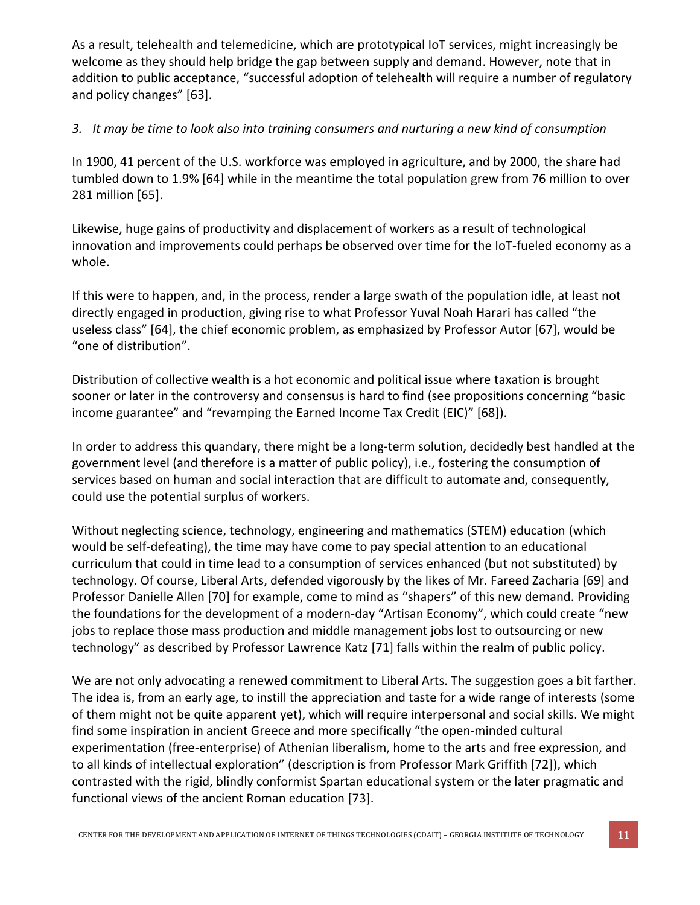As a result, telehealth and telemedicine, which are prototypical IoT services, might increasingly be welcome as they should help bridge the gap between supply and demand. However, note that in addition to public acceptance, "successful adoption of telehealth will require a number of regulatory and policy changes" [63].

*3. It may be time to look also into training consumers and nurturing a new kind of consumption*

In 1900, 41 percent of the U.S. workforce was employed in agriculture, and by 2000, the share had tumbled down to 1.9% [64] while in the meantime the total population grew from 76 million to over 281 million [65].

Likewise, huge gains of productivity and displacement of workers as a result of technological innovation and improvements could perhaps be observed over time for the IoT-fueled economy as a whole.

If this were to happen, and, in the process, render a large swath of the population idle, at least not directly engaged in production, giving rise to what Professor Yuval Noah Harari has called "the useless class" [64], the chief economic problem, as emphasized by Professor Autor [67], would be "one of distribution".

Distribution of collective wealth is a hot economic and political issue where taxation is brought sooner or later in the controversy and consensus is hard to find (see propositions concerning "basic income guarantee" and "revamping the Earned Income Tax Credit (EIC)" [68]).

In order to address this quandary, there might be a long-term solution, decidedly best handled at the government level (and therefore is a matter of public policy), i.e., fostering the consumption of services based on human and social interaction that are difficult to automate and, consequently, could use the potential surplus of workers.

Without neglecting science, technology, engineering and mathematics (STEM) education (which would be self-defeating), the time may have come to pay special attention to an educational curriculum that could in time lead to a consumption of services enhanced (but not substituted) by technology. Of course, Liberal Arts, defended vigorously by the likes of Mr. Fareed Zacharia [69] and Professor Danielle Allen [70] for example, come to mind as "shapers" of this new demand. Providing the foundations for the development of a modern-day "Artisan Economy", which could create "new jobs to replace those mass production and middle management jobs lost to outsourcing or new technology" as described by Professor Lawrence Katz [71] falls within the realm of public policy.

We are not only advocating a renewed commitment to Liberal Arts. The suggestion goes a bit farther. The idea is, from an early age, to instill the appreciation and taste for a wide range of interests (some of them might not be quite apparent yet), which will require interpersonal and social skills. We might find some inspiration in ancient Greece and more specifically "the open-minded cultural experimentation (free-enterprise) of Athenian liberalism, home to the arts and free expression, and to all kinds of intellectual exploration" (description is from Professor Mark Griffith [72]), which contrasted with the rigid, blindly conformist Spartan educational system or the later pragmatic and functional views of the ancient Roman education [73].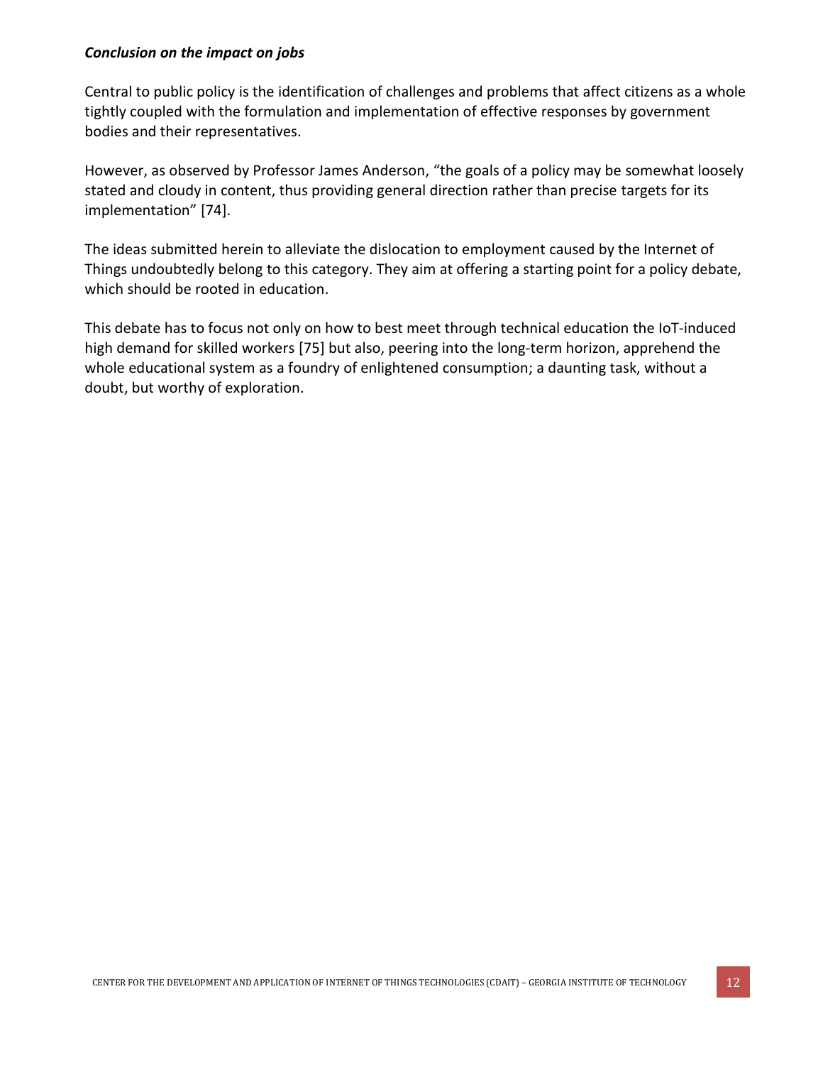***Conclusion on the impact on jobs***

Central to public policy is the identification of challenges and problems that affect citizens as a whole tightly coupled with the formulation and implementation of effective responses by government bodies and their representatives.

However, as observed by Professor James Anderson, "the goals of a policy may be somewhat loosely stated and cloudy in content, thus providing general direction rather than precise targets for its implementation" [74].

The ideas submitted herein to alleviate the dislocation to employment caused by the Internet of Things undoubtedly belong to this category. They aim at offering a starting point for a policy debate, which should be rooted in education.

This debate has to focus not only on how to best meet through technical education the IoT-induced high demand for skilled workers [75] but also, peering into the long-term horizon, apprehend the whole educational system as a foundry of enlightened consumption; a daunting task, without a doubt, but worthy of exploration.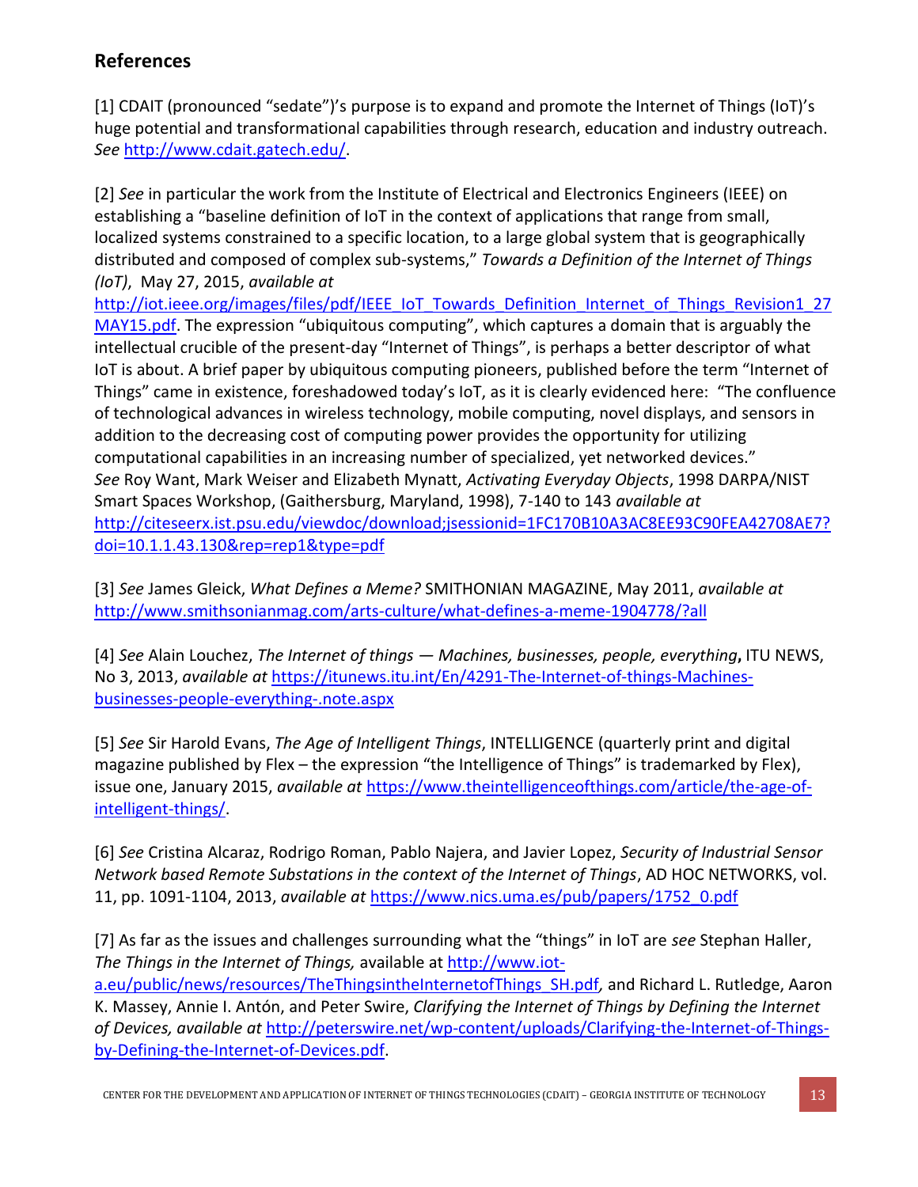## References

[1] CDAIT (pronounced "sedate")'s purpose is to expand and promote the Internet of Things (IoT)'s huge potential and transformational capabilities through research, education and industry outreach. *See* http://www.cdait.gatech.edu/.

[2] *See* in particular the work from the Institute of Electrical and Electronics Engineers (IEEE) on establishing a "baseline definition of IoT in the context of applications that range from small, localized systems constrained to a specific location, to a large global system that is geographically distributed and composed of complex sub-systems," *Towards a Definition of the Internet of Things (IoT)*, May 27, 2015, *available at* http://iot.ieee.org/images/files/pdf/IEEE_IoT_Towards_Definition_Internet_of_Things_Revision1_27MAY15.pdf. The expression "ubiquitous computing", which captures a domain that is arguably the intellectual crucible of the present-day "Internet of Things", is perhaps a better descriptor of what IoT is about. A brief paper by ubiquitous computing pioneers, published before the term "Internet of Things" came in existence, foreshadowed today's IoT, as it is clearly evidenced here: "The confluence of technological advances in wireless technology, mobile computing, novel displays, and sensors in addition to the decreasing cost of computing power provides the opportunity for utilizing computational capabilities in an increasing number of specialized, yet networked devices." *See* Roy Want, Mark Weiser and Elizabeth Mynatt, *Activating Everyday Objects*, 1998 DARPA/NIST Smart Spaces Workshop, (Gaithersburg, Maryland, 1998), 7-140 to 143 *available at* http://citeseerx.ist.psu.edu/viewdoc/download;jsessionid=1FC170B10A3AC8EE93C90FEA42708AE7?doi=10.1.1.43.130&rep=rep1&type=pdf

[3] *See* James Gleick, *What Defines a Meme?* SMITHONIAN MAGAZINE, May 2011, *available at* http://www.smithsonianmag.com/arts-culture/what-defines-a-meme-1904778/?all

[4] *See* Alain Louchez, *The Internet of things — Machines, businesses, people, everything*, ITU NEWS, No 3, 2013, *available at* https://itunews.itu.int/En/4291-The-Internet-of-things-Machines-businesses-people-everything-.note.aspx

[5] *See* Sir Harold Evans, *The Age of Intelligent Things*, INTELLIGENCE (quarterly print and digital magazine published by Flex – the expression "the Intelligence of Things" is trademarked by Flex), issue one, January 2015, *available at* https://www.theintelligenceofthings.com/article/the-age-of-intelligent-things/.

[6] *See* Cristina Alcaraz, Rodrigo Roman, Pablo Najera, and Javier Lopez, *Security of Industrial Sensor Network based Remote Substations in the context of the Internet of Things*, AD HOC NETWORKS, vol. 11, pp. 1091-1104, 2013, *available at* https://www.nics.uma.es/pub/papers/1752_0.pdf

[7] As far as the issues and challenges surrounding what the "things" in IoT are *see* Stephan Haller, *The Things in the Internet of Things,* available at http://www.iot-a.eu/public/news/resources/TheThingsintheInternetofThings_SH.pdf, and Richard L. Rutledge, Aaron K. Massey, Annie I. Antón, and Peter Swire, *Clarifying the Internet of Things by Defining the Internet of Devices, available at* http://peterswire.net/wp-content/uploads/Clarifying-the-Internet-of-Things-by-Defining-the-Internet-of-Devices.pdf.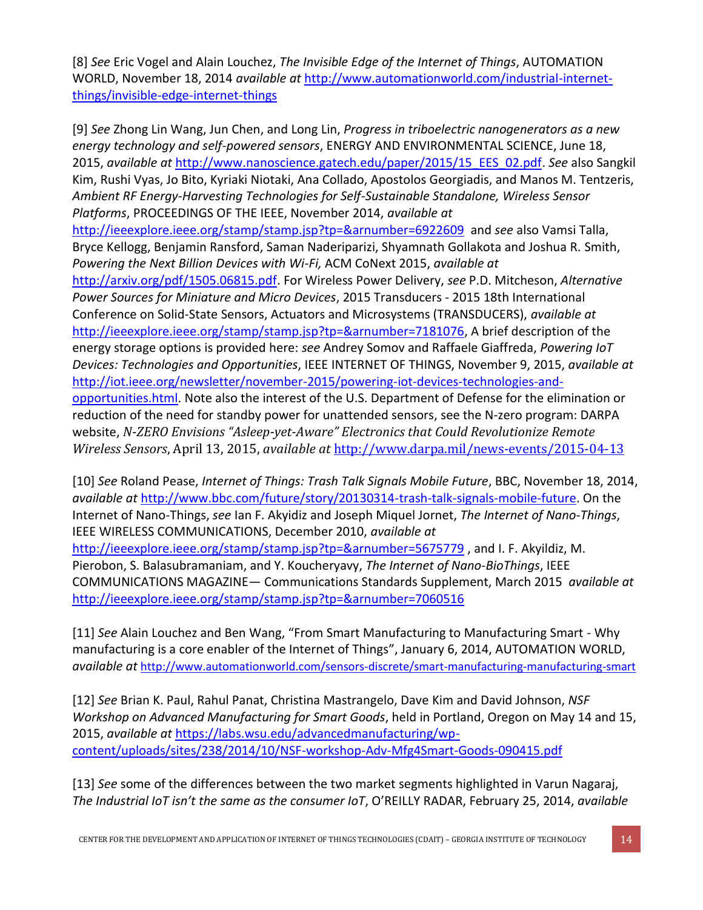[8] *See* Eric Vogel and Alain Louchez, *The Invisible Edge of the Internet of Things*, AUTOMATION WORLD, November 18, 2014 *available at* http://www.automationworld.com/industrial-internet-things/invisible-edge-internet-things

[9] *See* Zhong Lin Wang, Jun Chen, and Long Lin, *Progress in triboelectric nanogenerators as a new energy technology and self-powered sensors*, ENERGY AND ENVIRONMENTAL SCIENCE, June 18, 2015, *available at* http://www.nanoscience.gatech.edu/paper/2015/15_EES_02.pdf. *See* also Sangkil Kim, Rushi Vyas, Jo Bito, Kyriaki Niotaki, Ana Collado, Apostolos Georgiadis, and Manos M. Tentzeris, *Ambient RF Energy-Harvesting Technologies for Self-Sustainable Standalone, Wireless Sensor Platforms*, PROCEEDINGS OF THE IEEE, November 2014, *available at* http://ieeexplore.ieee.org/stamp/stamp.jsp?tp=&arnumber=6922609 and *see* also Vamsi Talla, Bryce Kellogg, Benjamin Ransford, Saman Naderiparizi, Shyamnath Gollakota and Joshua R. Smith, *Powering the Next Billion Devices with Wi-Fi,* ACM CoNext 2015, *available at* http://arxiv.org/pdf/1505.06815.pdf. For Wireless Power Delivery, *see* P.D. Mitcheson, *Alternative Power Sources for Miniature and Micro Devices*, 2015 Transducers - 2015 18th International Conference on Solid-State Sensors, Actuators and Microsystems (TRANSDUCERS), *available at* http://ieeexplore.ieee.org/stamp/stamp.jsp?tp=&arnumber=7181076, A brief description of the energy storage options is provided here: *see* Andrey Somov and Raffaele Giaffreda, *Powering IoT Devices: Technologies and Opportunities*, IEEE INTERNET OF THINGS, November 9, 2015, *available at* http://iot.ieee.org/newsletter/november-2015/powering-iot-devices-technologies-and-opportunities.html. Note also the interest of the U.S. Department of Defense for the elimination or reduction of the need for standby power for unattended sensors, see the N-zero program: DARPA website, *N-ZERO Envisions "Asleep-yet-Aware" Electronics that Could Revolutionize Remote Wireless Sensors*, April 13, 2015, *available at* http://www.darpa.mil/news-events/2015-04-13

[10] *See* Roland Pease, *Internet of Things: Trash Talk Signals Mobile Future*, BBC, November 18, 2014, *available at* http://www.bbc.com/future/story/20130314-trash-talk-signals-mobile-future. On the Internet of Nano-Things, *see* Ian F. Akyidiz and Joseph Miquel Jornet, *The Internet of Nano-Things*, IEEE WIRELESS COMMUNICATIONS, December 2010, *available at* http://ieeexplore.ieee.org/stamp/stamp.jsp?tp=&arnumber=5675779 , and I. F. Akyildiz, M. Pierobon, S. Balasubramaniam, and Y. Koucheryavy, *The Internet of Nano-BioThings*, IEEE COMMUNICATIONS MAGAZINE— Communications Standards Supplement, March 2015 *available at* http://ieeexplore.ieee.org/stamp/stamp.jsp?tp=&arnumber=7060516

[11] *See* Alain Louchez and Ben Wang, "From Smart Manufacturing to Manufacturing Smart - Why manufacturing is a core enabler of the Internet of Things", January 6, 2014, AUTOMATION WORLD, *available at* http://www.automationworld.com/sensors-discrete/smart-manufacturing-manufacturing-smart

[12] *See* Brian K. Paul, Rahul Panat, Christina Mastrangelo, Dave Kim and David Johnson, *NSF Workshop on Advanced Manufacturing for Smart Goods*, held in Portland, Oregon on May 14 and 15, 2015, *available at* https://labs.wsu.edu/advancedmanufacturing/wp-content/uploads/sites/238/2014/10/NSF-workshop-Adv-Mfg4Smart-Goods-090415.pdf

[13] *See* some of the differences between the two market segments highlighted in Varun Nagaraj, *The Industrial IoT isn't the same as the consumer IoT*, O'REILLY RADAR, February 25, 2014, *available*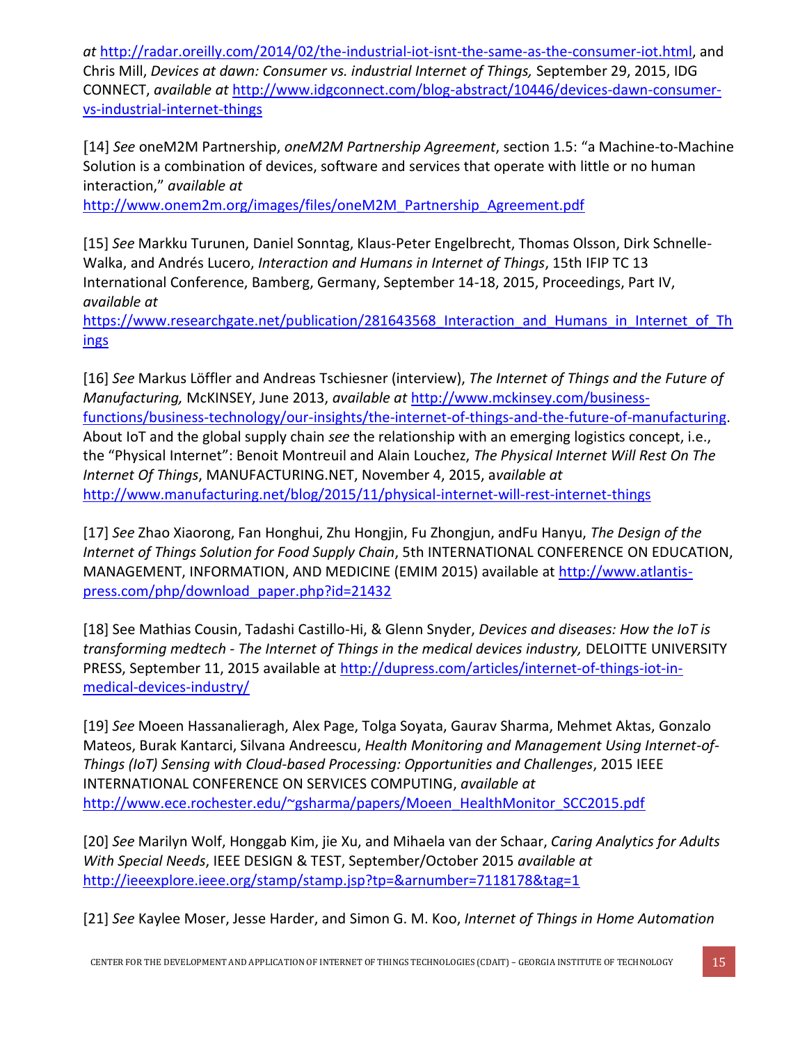*at* http://radar.oreilly.com/2014/02/the-industrial-iot-isnt-the-same-as-the-consumer-iot.html, and Chris Mill, *Devices at dawn: Consumer vs. industrial Internet of Things,* September 29, 2015, IDG CONNECT, *available at* http://www.idgconnect.com/blog-abstract/10446/devices-dawn-consumer-vs-industrial-internet-things

[14] *See* oneM2M Partnership, *oneM2M Partnership Agreement*, section 1.5: "a Machine-to-Machine Solution is a combination of devices, software and services that operate with little or no human interaction," *available at* http://www.onem2m.org/images/files/oneM2M_Partnership_Agreement.pdf

[15] *See* Markku Turunen, Daniel Sonntag, Klaus-Peter Engelbrecht, Thomas Olsson, Dirk Schnelle-Walka, and Andrés Lucero, *Interaction and Humans in Internet of Things*, 15th IFIP TC 13 International Conference, Bamberg, Germany, September 14-18, 2015, Proceedings, Part IV, *available at* https://www.researchgate.net/publication/281643568_Interaction_and_Humans_in_Internet_of_Things

[16] *See* Markus Löffler and Andreas Tschiesner (interview), *The Internet of Things and the Future of Manufacturing,* McKINSEY, June 2013, *available at* http://www.mckinsey.com/business-functions/business-technology/our-insights/the-internet-of-things-and-the-future-of-manufacturing. About IoT and the global supply chain *see* the relationship with an emerging logistics concept, i.e., the "Physical Internet": Benoit Montreuil and Alain Louchez, *The Physical Internet Will Rest On The Internet Of Things*, MANUFACTURING.NET, November 4, 2015, a*vailable at* http://www.manufacturing.net/blog/2015/11/physical-internet-will-rest-internet-things

[17] *See* Zhao Xiaorong, Fan Honghui, Zhu Hongjin, Fu Zhongjun, andFu Hanyu, *The Design of the Internet of Things Solution for Food Supply Chain*, 5th INTERNATIONAL CONFERENCE ON EDUCATION, MANAGEMENT, INFORMATION, AND MEDICINE (EMIM 2015) available at http://www.atlantis-press.com/php/download_paper.php?id=21432

[18] See Mathias Cousin, Tadashi Castillo-Hi, & Glenn Snyder, *Devices and diseases: How the IoT is transforming medtech - The Internet of Things in the medical devices industry,* DELOITTE UNIVERSITY PRESS, September 11, 2015 available at http://dupress.com/articles/internet-of-things-iot-in-medical-devices-industry/

[19] *See* Moeen Hassanalieragh, Alex Page, Tolga Soyata, Gaurav Sharma, Mehmet Aktas, Gonzalo Mateos, Burak Kantarci, Silvana Andreescu, *Health Monitoring and Management Using Internet-of-Things (IoT) Sensing with Cloud-based Processing: Opportunities and Challenges*, 2015 IEEE INTERNATIONAL CONFERENCE ON SERVICES COMPUTING, *available at* http://www.ece.rochester.edu/~gsharma/papers/Moeen_HealthMonitor_SCC2015.pdf

[20] *See* Marilyn Wolf, Honggab Kim, jie Xu, and Mihaela van der Schaar, *Caring Analytics for Adults With Special Needs*, IEEE DESIGN & TEST, September/October 2015 *available at* http://ieeexplore.ieee.org/stamp/stamp.jsp?tp=&arnumber=7118178&tag=1

[21] *See* Kaylee Moser, Jesse Harder, and Simon G. M. Koo, *Internet of Things in Home Automation*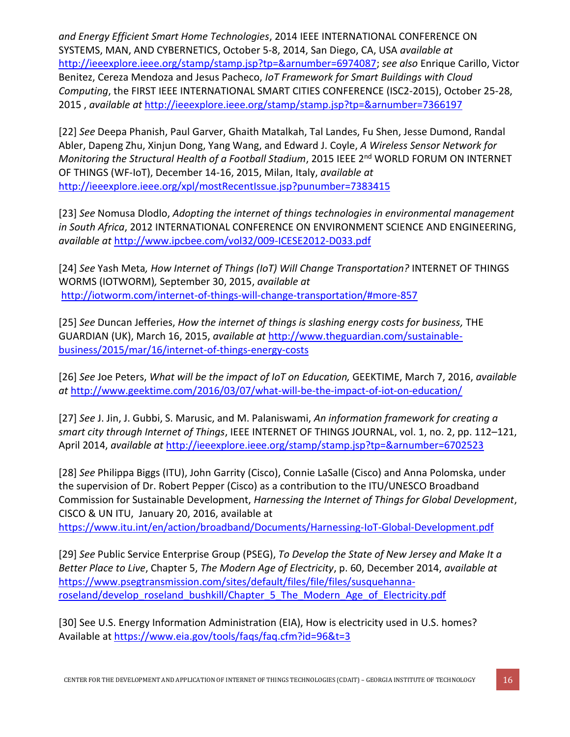*and Energy Efficient Smart Home Technologies*, 2014 IEEE INTERNATIONAL CONFERENCE ON SYSTEMS, MAN, AND CYBERNETICS, October 5-8, 2014, San Diego, CA, USA *available at* http://ieeexplore.ieee.org/stamp/stamp.jsp?tp=&arnumber=6974087; *see also* Enrique Carillo, Victor Benitez, Cereza Mendoza and Jesus Pacheco, *IoT Framework for Smart Buildings with Cloud Computing*, the FIRST IEEE INTERNATIONAL SMART CITIES CONFERENCE (ISC2-2015), October 25-28, 2015 , *available at* http://ieeexplore.ieee.org/stamp/stamp.jsp?tp=&arnumber=7366197

[22] *See* Deepa Phanish, Paul Garver, Ghaith Matalkah, Tal Landes, Fu Shen, Jesse Dumond, Randal Abler, Dapeng Zhu, Xinjun Dong, Yang Wang, and Edward J. Coyle, *A Wireless Sensor Network for Monitoring the Structural Health of a Football Stadium*, 2015 IEEE 2nd WORLD FORUM ON INTERNET OF THINGS (WF-IoT), December 14-16, 2015, Milan, Italy, *available at* http://ieeexplore.ieee.org/xpl/mostRecentIssue.jsp?punumber=7383415

[23] *See* Nomusa Dlodlo, *Adopting the internet of things technologies in environmental management in South Africa*, 2012 INTERNATIONAL CONFERENCE ON ENVIRONMENT SCIENCE AND ENGINEERING, *available at* http://www.ipcbee.com/vol32/009-ICESE2012-D033.pdf

[24] *See* Yash Meta*, How Internet of Things (IoT) Will Change Transportation?* INTERNET OF THINGS WORMS (IOTWORM)*,* September 30, 2015, *available at* http://iotworm.com/internet-of-things-will-change-transportation/#more-857

[25] *See* Duncan Jefferies, *How the internet of things is slashing energy costs for business,* THE GUARDIAN (UK), March 16, 2015, *available at* http://www.theguardian.com/sustainable-business/2015/mar/16/internet-of-things-energy-costs

[26] *See* Joe Peters, *What will be the impact of IoT on Education,* GEEKTIME, March 7, 2016, *available at* http://www.geektime.com/2016/03/07/what-will-be-the-impact-of-iot-on-education/

[27] *See* J. Jin, J. Gubbi, S. Marusic, and M. Palaniswami, *An information framework for creating a smart city through Internet of Things*, IEEE INTERNET OF THINGS JOURNAL, vol. 1, no. 2, pp. 112–121, April 2014, *available at* http://ieeexplore.ieee.org/stamp/stamp.jsp?tp=&arnumber=6702523

[28] *See* Philippa Biggs (ITU), John Garrity (Cisco), Connie LaSalle (Cisco) and Anna Polomska, under the supervision of Dr. Robert Pepper (Cisco) as a contribution to the ITU/UNESCO Broadband Commission for Sustainable Development, *Harnessing the Internet of Things for Global Development*, CISCO & UN ITU, January 20, 2016, available at https://www.itu.int/en/action/broadband/Documents/Harnessing-IoT-Global-Development.pdf

[29] *See* Public Service Enterprise Group (PSEG), *To Develop the State of New Jersey and Make It a Better Place to Live*, Chapter 5, *The Modern Age of Electricity*, p. 60, December 2014, *available at* https://www.psegtransmission.com/sites/default/files/file/files/susquehanna-roseland/develop_roseland_bushkill/Chapter_5_The_Modern_Age_of_Electricity.pdf

[30] See U.S. Energy Information Administration (EIA), How is electricity used in U.S. homes? Available at https://www.eia.gov/tools/faqs/faq.cfm?id=96&t=3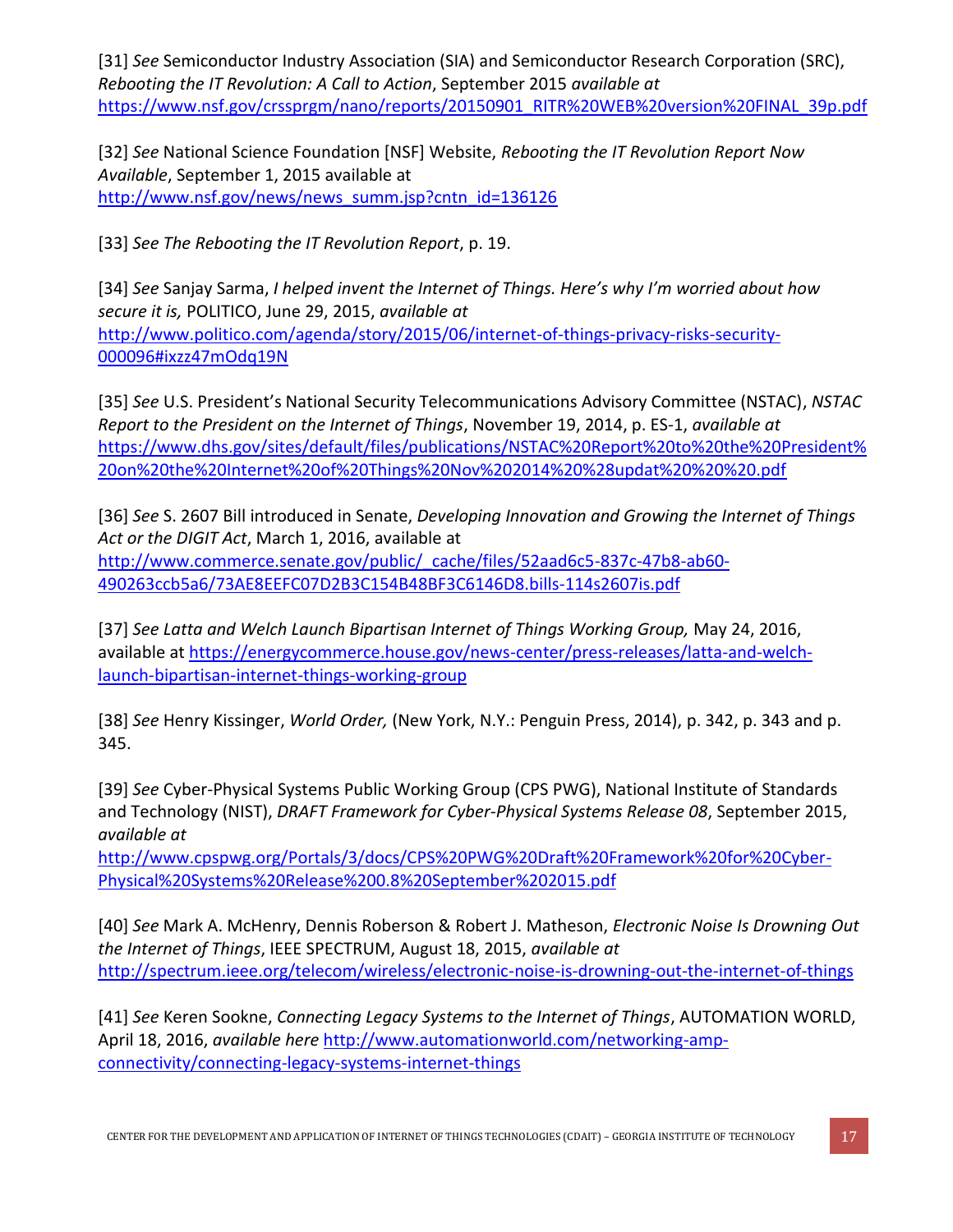[31] *See* Semiconductor Industry Association (SIA) and Semiconductor Research Corporation (SRC), *Rebooting the IT Revolution: A Call to Action*, September 2015 *available at* https://www.nsf.gov/crssprgm/nano/reports/20150901_RITR%20WEB%20version%20FINAL_39p.pdf

[32] *See* National Science Foundation [NSF] Website, *Rebooting the IT Revolution Report Now Available*, September 1, 2015 available at http://www.nsf.gov/news/news_summ.jsp?cntn_id=136126

[33] *See The Rebooting the IT Revolution Report*, p. 19.

[34] *See* Sanjay Sarma, *I helped invent the Internet of Things. Here's why I'm worried about how secure it is,* POLITICO, June 29, 2015, *available at* http://www.politico.com/agenda/story/2015/06/internet-of-things-privacy-risks-security-000096#ixzz47mOdq19N

[35] *See* U.S. President's National Security Telecommunications Advisory Committee (NSTAC), *NSTAC Report to the President on the Internet of Things*, November 19, 2014, p. ES-1, *available at* https://www.dhs.gov/sites/default/files/publications/NSTAC%20Report%20to%20the%20President%20on%20the%20Internet%20of%20Things%20Nov%202014%20%28updat%20%20%20.pdf

[36] *See* S. 2607 Bill introduced in Senate, *Developing Innovation and Growing the Internet of Things Act or the DIGIT Act*, March 1, 2016, available at http://www.commerce.senate.gov/public/_cache/files/52aad6c5-837c-47b8-ab60-490263ccb5a6/73AE8EEFC07D2B3C154B48BF3C6146D8.bills-114s2607is.pdf

[37] *See Latta and Welch Launch Bipartisan Internet of Things Working Group,* May 24, 2016, available at https://energycommerce.house.gov/news-center/press-releases/latta-and-welch-launch-bipartisan-internet-things-working-group

[38] *See* Henry Kissinger, *World Order,* (New York, N.Y.: Penguin Press, 2014), p. 342, p. 343 and p. 345.

[39] *See* Cyber-Physical Systems Public Working Group (CPS PWG), National Institute of Standards and Technology (NIST), *DRAFT Framework for Cyber-Physical Systems Release 08*, September 2015, *available at* http://www.cpspwg.org/Portals/3/docs/CPS%20PWG%20Draft%20Framework%20for%20Cyber-Physical%20Systems%20Release%200.8%20September%202015.pdf

[40] *See* Mark A. McHenry, Dennis Roberson & Robert J. Matheson, *Electronic Noise Is Drowning Out the Internet of Things*, IEEE SPECTRUM, August 18, 2015, *available at* http://spectrum.ieee.org/telecom/wireless/electronic-noise-is-drowning-out-the-internet-of-things

[41] *See* Keren Sookne, *Connecting Legacy Systems to the Internet of Things*, AUTOMATION WORLD, April 18, 2016, *available here* http://www.automationworld.com/networking-amp-connectivity/connecting-legacy-systems-internet-things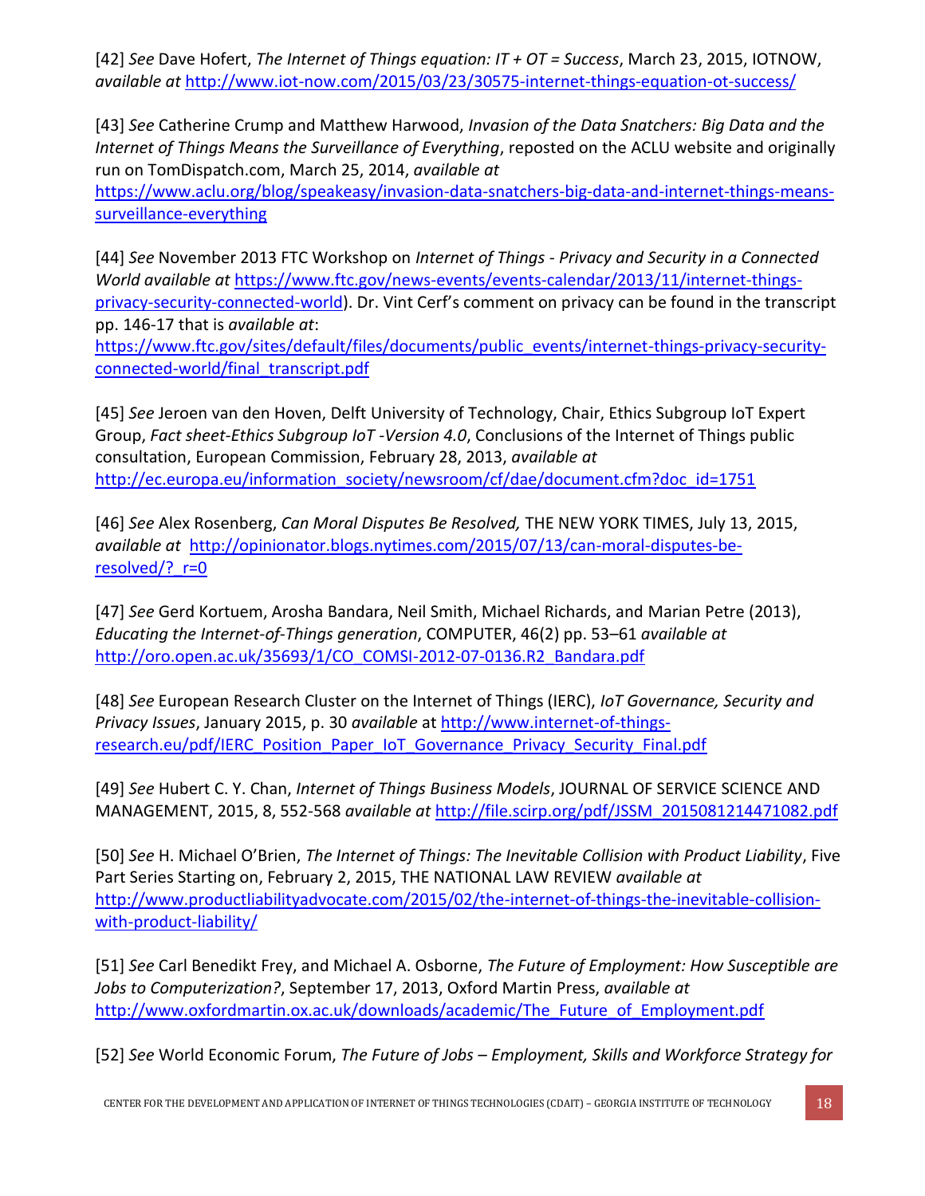[42] *See* Dave Hofert, *The Internet of Things equation: IT + OT = Success*, March 23, 2015, IOTNOW, *available at* http://www.iot-now.com/2015/03/23/30575-internet-things-equation-ot-success/

[43] *See* Catherine Crump and Matthew Harwood, *Invasion of the Data Snatchers: Big Data and the Internet of Things Means the Surveillance of Everything*, reposted on the ACLU website and originally run on TomDispatch.com, March 25, 2014, *available at* https://www.aclu.org/blog/speakeasy/invasion-data-snatchers-big-data-and-internet-things-means-surveillance-everything

[44] *See* November 2013 FTC Workshop on *Internet of Things - Privacy and Security in a Connected World available at* https://www.ftc.gov/news-events/events-calendar/2013/11/internet-things-privacy-security-connected-world). Dr. Vint Cerf's comment on privacy can be found in the transcript pp. 146-17 that is *available at*: https://www.ftc.gov/sites/default/files/documents/public_events/internet-things-privacy-security-connected-world/final_transcript.pdf

[45] *See* Jeroen van den Hoven, Delft University of Technology, Chair, Ethics Subgroup IoT Expert Group, *Fact sheet-Ethics Subgroup IoT -Version 4.0*, Conclusions of the Internet of Things public consultation, European Commission, February 28, 2013, *available at* http://ec.europa.eu/information_society/newsroom/cf/dae/document.cfm?doc_id=1751

[46] *See* Alex Rosenberg, *Can Moral Disputes Be Resolved,* THE NEW YORK TIMES, July 13, 2015, *available at* http://opinionator.blogs.nytimes.com/2015/07/13/can-moral-disputes-be-resolved/?_r=0

[47] *See* Gerd Kortuem, Arosha Bandara, Neil Smith, Michael Richards, and Marian Petre (2013), *Educating the Internet-of-Things generation*, COMPUTER, 46(2) pp. 53–61 *available at* http://oro.open.ac.uk/35693/1/CO_COMSI-2012-07-0136.R2_Bandara.pdf

[48] *See* European Research Cluster on the Internet of Things (IERC), *IoT Governance, Security and Privacy Issues*, January 2015, p. 30 *available* at http://www.internet-of-things-research.eu/pdf/IERC_Position_Paper_IoT_Governance_Privacy_Security_Final.pdf

[49] *See* Hubert C. Y. Chan, *Internet of Things Business Models*, JOURNAL OF SERVICE SCIENCE AND MANAGEMENT, 2015, 8, 552-568 *available at* http://file.scirp.org/pdf/JSSM_2015081214471082.pdf

[50] *See* H. Michael O'Brien, *The Internet of Things: The Inevitable Collision with Product Liability*, Five Part Series Starting on, February 2, 2015, THE NATIONAL LAW REVIEW *available at* http://www.productliabilityadvocate.com/2015/02/the-internet-of-things-the-inevitable-collision-with-product-liability/

[51] *See* Carl Benedikt Frey, and Michael A. Osborne, *The Future of Employment: How Susceptible are Jobs to Computerization?*, September 17, 2013, Oxford Martin Press, *available at* http://www.oxfordmartin.ox.ac.uk/downloads/academic/The_Future_of_Employment.pdf

[52] *See* World Economic Forum, *The Future of Jobs – Employment, Skills and Workforce Strategy for*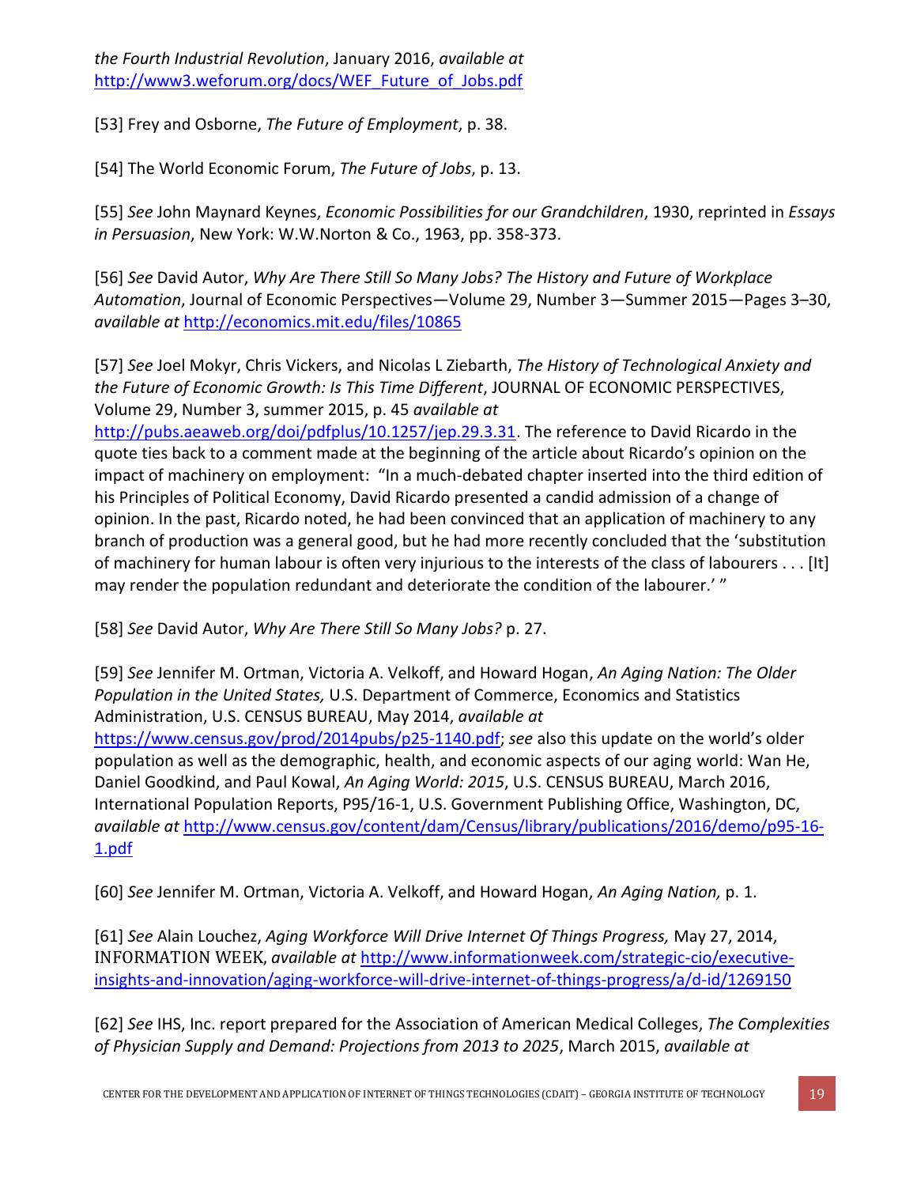*the Fourth Industrial Revolution*, January 2016, *available at* http://www3.weforum.org/docs/WEF_Future_of_Jobs.pdf

[53] Frey and Osborne, *The Future of Employment*, p. 38.

[54] The World Economic Forum, *The Future of Jobs*, p. 13.

[55] *See* John Maynard Keynes, *Economic Possibilities for our Grandchildren*, 1930, reprinted in *Essays in Persuasion*, New York: W.W.Norton & Co., 1963, pp. 358-373.

[56] *See* David Autor, *Why Are There Still So Many Jobs? The History and Future of Workplace Automation*, Journal of Economic Perspectives—Volume 29, Number 3—Summer 2015—Pages 3–30, *available at* http://economics.mit.edu/files/10865

[57] *See* Joel Mokyr, Chris Vickers, and Nicolas L Ziebarth, *The History of Technological Anxiety and the Future of Economic Growth: Is This Time Different*, JOURNAL OF ECONOMIC PERSPECTIVES, Volume 29, Number 3, summer 2015, p. 45 *available at* http://pubs.aeaweb.org/doi/pdfplus/10.1257/jep.29.3.31. The reference to David Ricardo in the quote ties back to a comment made at the beginning of the article about Ricardo's opinion on the impact of machinery on employment: "In a much-debated chapter inserted into the third edition of his Principles of Political Economy, David Ricardo presented a candid admission of a change of opinion. In the past, Ricardo noted, he had been convinced that an application of machinery to any branch of production was a general good, but he had more recently concluded that the 'substitution of machinery for human labour is often very injurious to the interests of the class of labourers . . . [It] may render the population redundant and deteriorate the condition of the labourer.' "

[58] *See* David Autor, *Why Are There Still So Many Jobs?* p. 27.

[59] *See* Jennifer M. Ortman, Victoria A. Velkoff, and Howard Hogan, *An Aging Nation: The Older Population in the United States,* U.S. Department of Commerce, Economics and Statistics Administration, U.S. CENSUS BUREAU, May 2014, *available at* https://www.census.gov/prod/2014pubs/p25-1140.pdf; *see* also this update on the world's older population as well as the demographic, health, and economic aspects of our aging world: Wan He, Daniel Goodkind, and Paul Kowal, *An Aging World: 2015*, U.S. CENSUS BUREAU, March 2016, International Population Reports, P95/16-1, U.S. Government Publishing Office, Washington, DC, *available at* http://www.census.gov/content/dam/Census/library/publications/2016/demo/p95-16-1.pdf

[60] *See* Jennifer M. Ortman, Victoria A. Velkoff, and Howard Hogan, *An Aging Nation,* p. 1.

[61] *See* Alain Louchez, *Aging Workforce Will Drive Internet Of Things Progress,* May 27, 2014, INFORMATION WEEK, *available at* http://www.informationweek.com/strategic-cio/executive-insights-and-innovation/aging-workforce-will-drive-internet-of-things-progress/a/d-id/1269150

[62] *See* IHS, Inc. report prepared for the Association of American Medical Colleges, *The Complexities of Physician Supply and Demand: Projections from 2013 to 2025*, March 2015, *available at*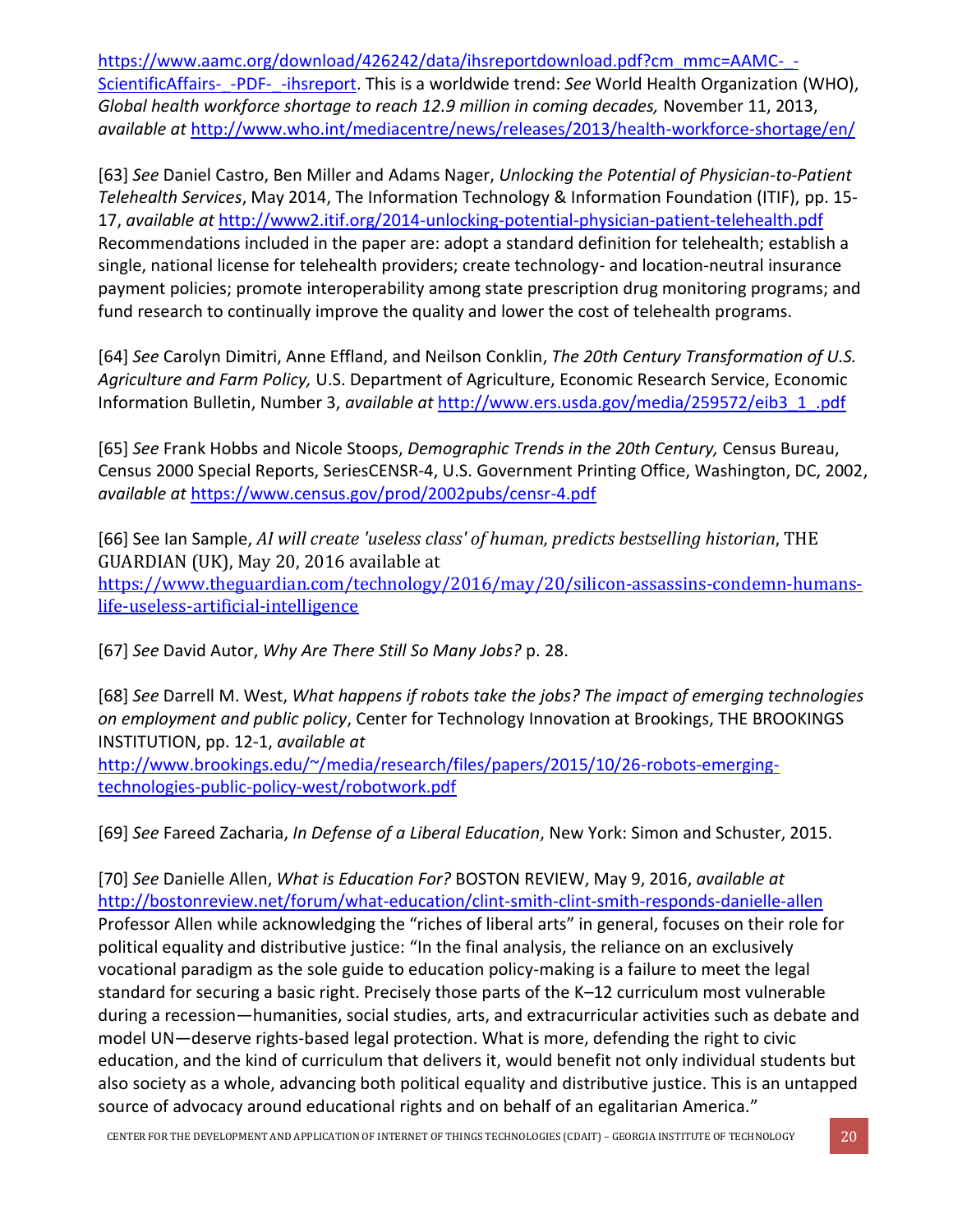https://www.aamc.org/download/426242/data/ihsreportdownload.pdf?cm_mmc=AAMC-_-ScientificAffairs-_-PDF-_-ihsreport. This is a worldwide trend: *See* World Health Organization (WHO), *Global health workforce shortage to reach 12.9 million in coming decades,* November 11, 2013, *available at* http://www.who.int/mediacentre/news/releases/2013/health-workforce-shortage/en/

[63] *See* Daniel Castro, Ben Miller and Adams Nager, *Unlocking the Potential of Physician-to-Patient Telehealth Services*, May 2014, The Information Technology & Information Foundation (ITIF), pp. 15-17, *available at* http://www2.itif.org/2014-unlocking-potential-physician-patient-telehealth.pdf Recommendations included in the paper are: adopt a standard definition for telehealth; establish a single, national license for telehealth providers; create technology- and location-neutral insurance payment policies; promote interoperability among state prescription drug monitoring programs; and fund research to continually improve the quality and lower the cost of telehealth programs.

[64] *See* Carolyn Dimitri, Anne Effland, and Neilson Conklin, *The 20th Century Transformation of U.S. Agriculture and Farm Policy,* U.S. Department of Agriculture, Economic Research Service, Economic Information Bulletin, Number 3, *available at* http://www.ers.usda.gov/media/259572/eib3_1_.pdf

[65] *See* Frank Hobbs and Nicole Stoops, *Demographic Trends in the 20th Century,* Census Bureau, Census 2000 Special Reports, SeriesCENSR-4, U.S. Government Printing Office, Washington, DC, 2002, *available at* https://www.census.gov/prod/2002pubs/censr-4.pdf

[66] See Ian Sample, *AI will create 'useless class' of human, predicts bestselling historian*, THE GUARDIAN (UK), May 20, 2016 available at https://www.theguardian.com/technology/2016/may/20/silicon-assassins-condemn-humans-life-useless-artificial-intelligence

[67] *See* David Autor, *Why Are There Still So Many Jobs?* p. 28.

[68] *See* Darrell M. West, *What happens if robots take the jobs? The impact of emerging technologies on employment and public policy*, Center for Technology Innovation at Brookings, THE BROOKINGS INSTITUTION, pp. 12-1, *available at* http://www.brookings.edu/~/media/research/files/papers/2015/10/26-robots-emerging-technologies-public-policy-west/robotwork.pdf

[69] *See* Fareed Zacharia, *In Defense of a Liberal Education*, New York: Simon and Schuster, 2015.

[70] *See* Danielle Allen, *What is Education For?* BOSTON REVIEW, May 9, 2016, *available at* http://bostonreview.net/forum/what-education/clint-smith-clint-smith-responds-danielle-allen Professor Allen while acknowledging the "riches of liberal arts" in general, focuses on their role for political equality and distributive justice: "In the final analysis, the reliance on an exclusively vocational paradigm as the sole guide to education policy-making is a failure to meet the legal standard for securing a basic right. Precisely those parts of the K–12 curriculum most vulnerable during a recession—humanities, social studies, arts, and extracurricular activities such as debate and model UN—deserve rights-based legal protection. What is more, defending the right to civic education, and the kind of curriculum that delivers it, would benefit not only individual students but also society as a whole, advancing both political equality and distributive justice. This is an untapped source of advocacy around educational rights and on behalf of an egalitarian America."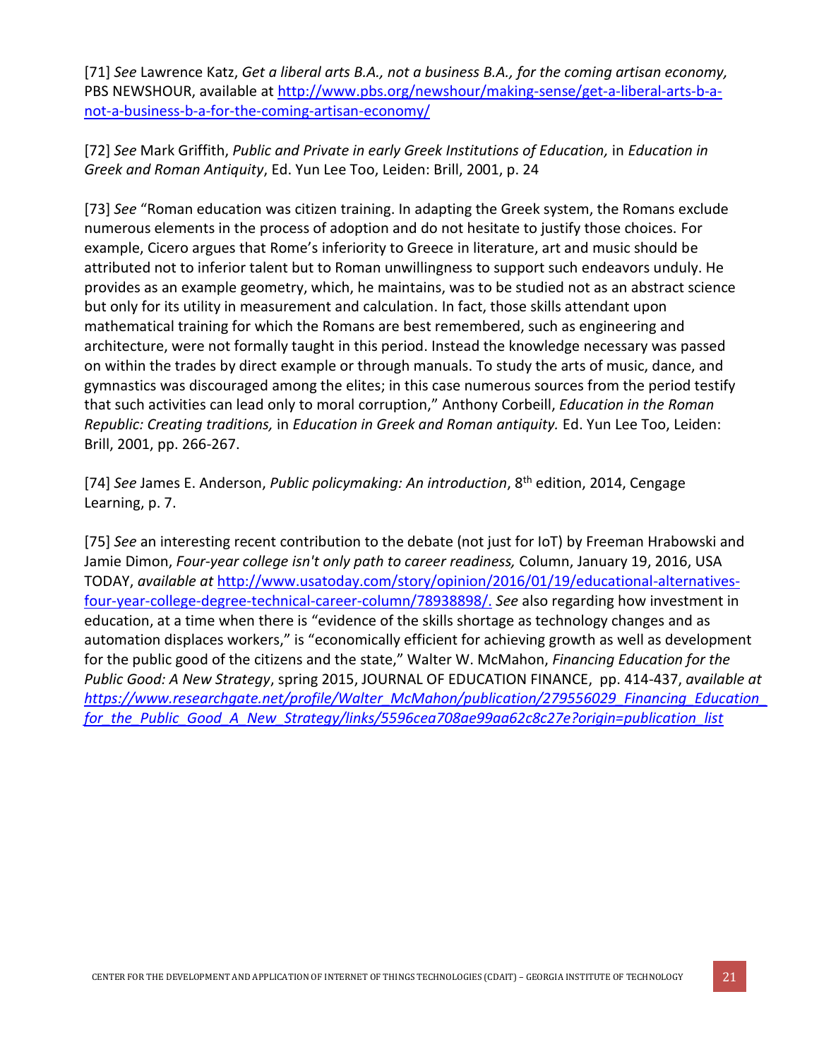[71] *See* Lawrence Katz, *Get a liberal arts B.A., not a business B.A., for the coming artisan economy,* PBS NEWSHOUR, available at http://www.pbs.org/newshour/making-sense/get-a-liberal-arts-b-a-not-a-business-b-a-for-the-coming-artisan-economy/

[72] *See* Mark Griffith, *Public and Private in early Greek Institutions of Education,* in *Education in Greek and Roman Antiquity*, Ed. Yun Lee Too, Leiden: Brill, 2001, p. 24

[73] *See* "Roman education was citizen training. In adapting the Greek system, the Romans exclude numerous elements in the process of adoption and do not hesitate to justify those choices. For example, Cicero argues that Rome's inferiority to Greece in literature, art and music should be attributed not to inferior talent but to Roman unwillingness to support such endeavors unduly. He provides as an example geometry, which, he maintains, was to be studied not as an abstract science but only for its utility in measurement and calculation. In fact, those skills attendant upon mathematical training for which the Romans are best remembered, such as engineering and architecture, were not formally taught in this period. Instead the knowledge necessary was passed on within the trades by direct example or through manuals. To study the arts of music, dance, and gymnastics was discouraged among the elites; in this case numerous sources from the period testify that such activities can lead only to moral corruption," Anthony Corbeill, *Education in the Roman Republic: Creating traditions,* in *Education in Greek and Roman antiquity.* Ed. Yun Lee Too, Leiden: Brill, 2001, pp. 266-267.

[74] *See* James E. Anderson, *Public policymaking: An introduction*, 8th edition, 2014, Cengage Learning, p. 7.

[75] *See* an interesting recent contribution to the debate (not just for IoT) by Freeman Hrabowski and Jamie Dimon, *Four-year college isn't only path to career readiness,* Column, January 19, 2016, USA TODAY, *available at* http://www.usatoday.com/story/opinion/2016/01/19/educational-alternatives-four-year-college-degree-technical-career-column/78938898/. *See* also regarding how investment in education, at a time when there is "evidence of the skills shortage as technology changes and as automation displaces workers," is "economically efficient for achieving growth as well as development for the public good of the citizens and the state," Walter W. McMahon, *Financing Education for the Public Good: A New Strategy*, spring 2015, JOURNAL OF EDUCATION FINANCE, pp. 414-437, *available at https://www.researchgate.net/profile/Walter_McMahon/publication/279556029_Financing_Education_for_the_Public_Good_A_New_Strategy/links/5596cea708ae99aa62c8c27e?origin=publication_list*